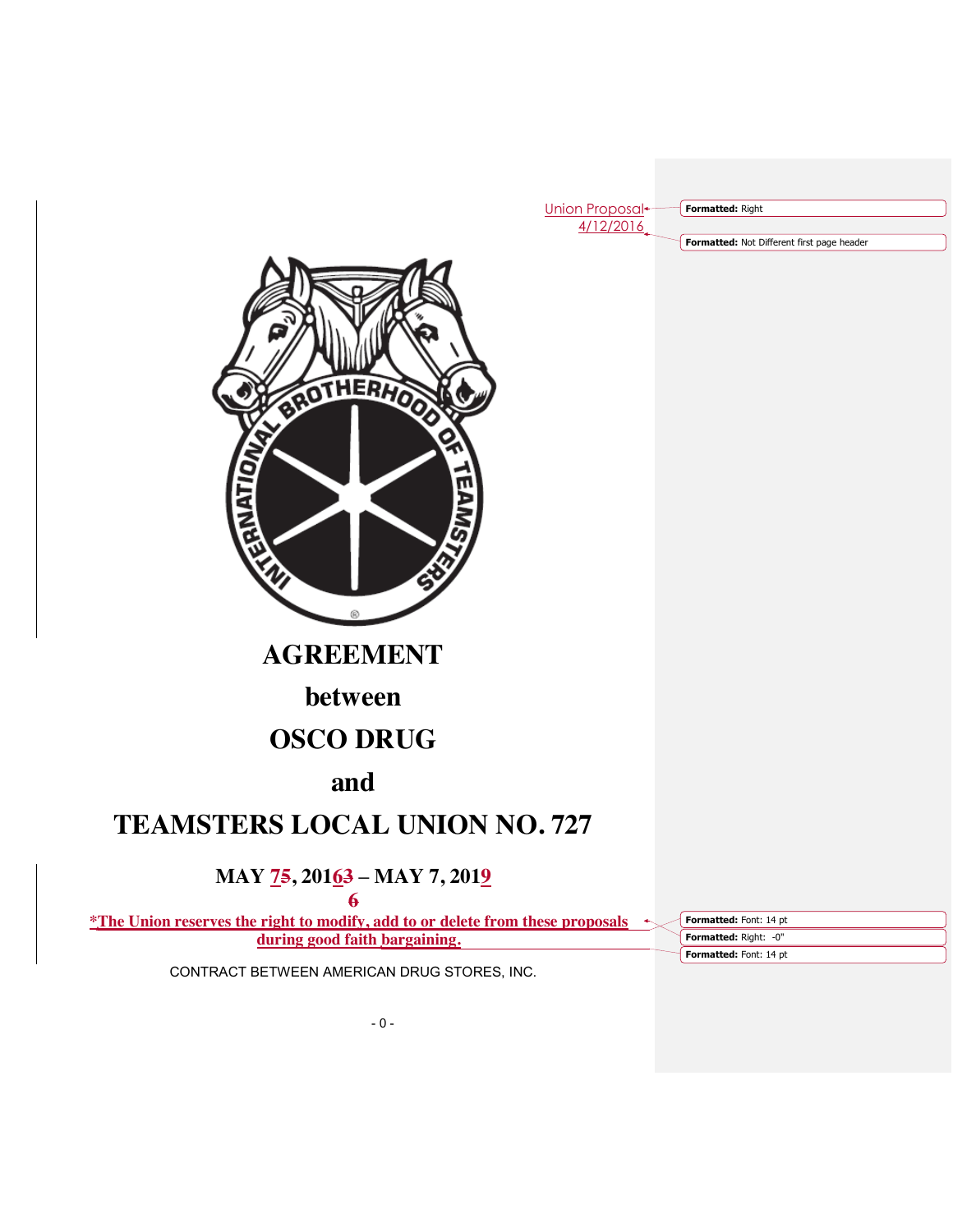Union Proposal
4/12/2016

# AGREEMENT

## between

## OSCO DRUG

## and

# TEAMSTERS LOCAL UNION NO. 727

### MAY 75, 20163 – MAY 7, 20196

**\*The Union reserves the right to modify, add to or delete from these proposals during good faith bargaining.**

CONTRACT BETWEEN AMERICAN DRUG STORES, INC.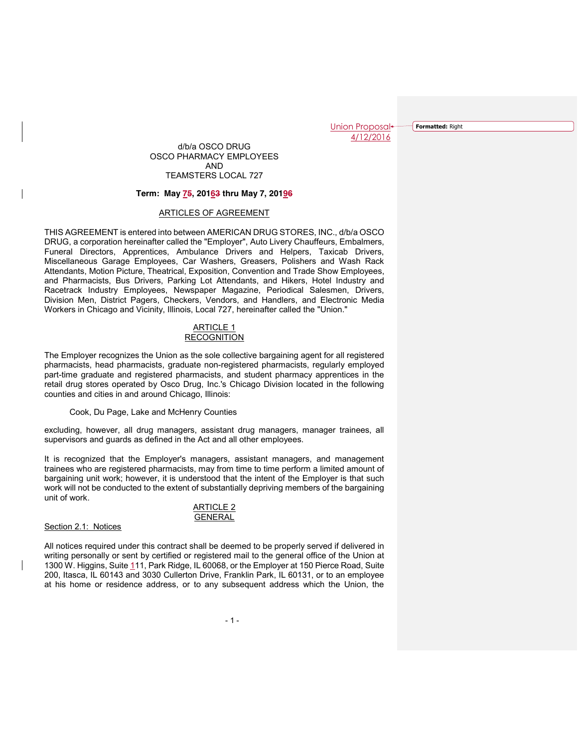Union Proposal
4/12/2016

d/b/a OSCO DRUG
OSCO PHARMACY EMPLOYEES
AND
TEAMSTERS LOCAL 727

**Term: May 75, 20163 thru May 7, 20196**

ARTICLES OF AGREEMENT

THIS AGREEMENT is entered into between AMERICAN DRUG STORES, INC., d/b/a OSCO DRUG, a corporation hereinafter called the "Employer", Auto Livery Chauffeurs, Embalmers, Funeral Directors, Apprentices, Ambulance Drivers and Helpers, Taxicab Drivers, Miscellaneous Garage Employees, Car Washers, Greasers, Polishers and Wash Rack Attendants, Motion Picture, Theatrical, Exposition, Convention and Trade Show Employees, and Pharmacists, Bus Drivers, Parking Lot Attendants, and Hikers, Hotel Industry and Racetrack Industry Employees, Newspaper Magazine, Periodical Salesmen, Drivers, Division Men, District Pagers, Checkers, Vendors, and Handlers, and Electronic Media Workers in Chicago and Vicinity, Illinois, Local 727, hereinafter called the "Union."

## ARTICLE 1
## RECOGNITION

The Employer recognizes the Union as the sole collective bargaining agent for all registered pharmacists, head pharmacists, graduate non-registered pharmacists, regularly employed part-time graduate and registered pharmacists, and student pharmacy apprentices in the retail drug stores operated by Osco Drug, Inc.'s Chicago Division located in the following counties and cities in and around Chicago, Illinois:

Cook, Du Page, Lake and McHenry Counties

excluding, however, all drug managers, assistant drug managers, manager trainees, all supervisors and guards as defined in the Act and all other employees.

It is recognized that the Employer's managers, assistant managers, and management trainees who are registered pharmacists, may from time to time perform a limited amount of bargaining unit work; however, it is understood that the intent of the Employer is that such work will not be conducted to the extent of substantially depriving members of the bargaining unit of work.

## ARTICLE 2
## GENERAL

Section 2.1: Notices

All notices required under this contract shall be deemed to be properly served if delivered in writing personally or sent by certified or registered mail to the general office of the Union at 1300 W. Higgins, Suite 111, Park Ridge, IL 60068, or the Employer at 150 Pierce Road, Suite 200, Itasca, IL 60143 and 3030 Cullerton Drive, Franklin Park, IL 60131, or to an employee at his home or residence address, or to any subsequent address which the Union, the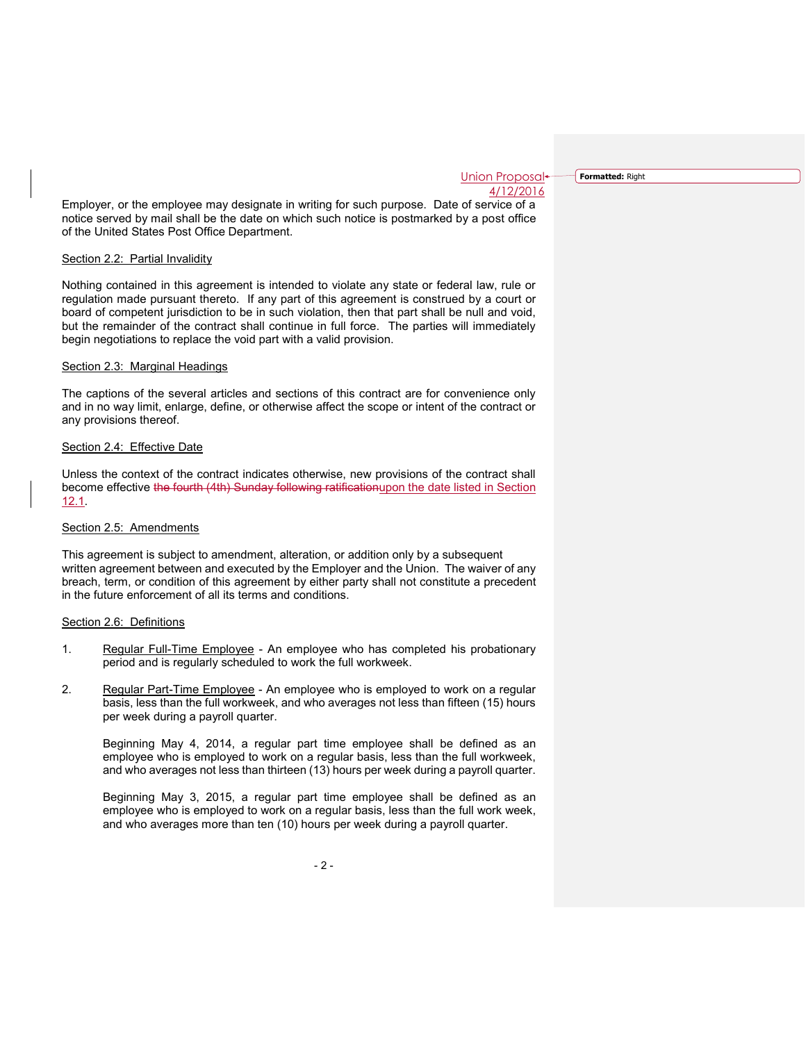Union Proposal
4/12/2016

Employer, or the employee may designate in writing for such purpose. Date of service of a notice served by mail shall be the date on which such notice is postmarked by a post office of the United States Post Office Department.

Section 2.2: Partial Invalidity

Nothing contained in this agreement is intended to violate any state or federal law, rule or regulation made pursuant thereto. If any part of this agreement is construed by a court or board of competent jurisdiction to be in such violation, then that part shall be null and void, but the remainder of the contract shall continue in full force. The parties will immediately begin negotiations to replace the void part with a valid provision.

Section 2.3: Marginal Headings

The captions of the several articles and sections of this contract are for convenience only and in no way limit, enlarge, define, or otherwise affect the scope or intent of the contract or any provisions thereof.

Section 2.4: Effective Date

Unless the context of the contract indicates otherwise, new provisions of the contract shall become effective ~~the fourth (4th) Sunday following ratification~~upon the date listed in Section 12.1.

Section 2.5: Amendments

This agreement is subject to amendment, alteration, or addition only by a subsequent written agreement between and executed by the Employer and the Union. The waiver of any breach, term, or condition of this agreement by either party shall not constitute a precedent in the future enforcement of all its terms and conditions.

Section 2.6: Definitions

1. Regular Full-Time Employee - An employee who has completed his probationary period and is regularly scheduled to work the full workweek.

2. Regular Part-Time Employee - An employee who is employed to work on a regular basis, less than the full workweek, and who averages not less than fifteen (15) hours per week during a payroll quarter.

   Beginning May 4, 2014, a regular part time employee shall be defined as an employee who is employed to work on a regular basis, less than the full workweek, and who averages not less than thirteen (13) hours per week during a payroll quarter.

   Beginning May 3, 2015, a regular part time employee shall be defined as an employee who is employed to work on a regular basis, less than the full work week, and who averages more than ten (10) hours per week during a payroll quarter.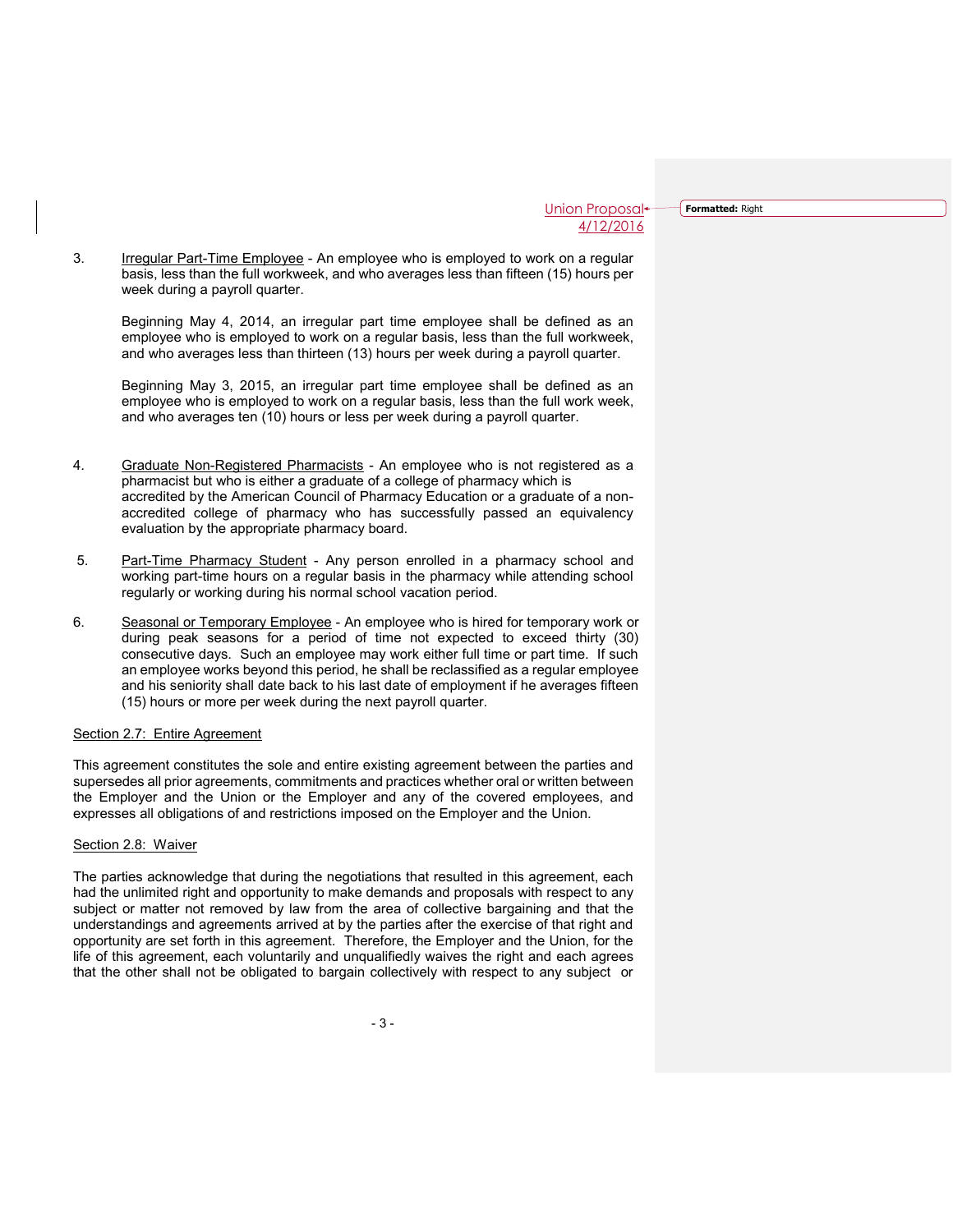3. Irregular Part-Time Employee - An employee who is employed to work on a regular basis, less than the full workweek, and who averages less than fifteen (15) hours per week during a payroll quarter.

   Beginning May 4, 2014, an irregular part time employee shall be defined as an employee who is employed to work on a regular basis, less than the full workweek, and who averages less than thirteen (13) hours per week during a payroll quarter.

   Beginning May 3, 2015, an irregular part time employee shall be defined as an employee who is employed to work on a regular basis, less than the full work week, and who averages ten (10) hours or less per week during a payroll quarter.

4. Graduate Non-Registered Pharmacists - An employee who is not registered as a pharmacist but who is either a graduate of a college of pharmacy which is accredited by the American Council of Pharmacy Education or a graduate of a non-accredited college of pharmacy who has successfully passed an equivalency evaluation by the appropriate pharmacy board.

5. Part-Time Pharmacy Student - Any person enrolled in a pharmacy school and working part-time hours on a regular basis in the pharmacy while attending school regularly or working during his normal school vacation period.

6. Seasonal or Temporary Employee - An employee who is hired for temporary work or during peak seasons for a period of time not expected to exceed thirty (30) consecutive days. Such an employee may work either full time or part time. If such an employee works beyond this period, he shall be reclassified as a regular employee and his seniority shall date back to his last date of employment if he averages fifteen (15) hours or more per week during the next payroll quarter.

## Section 2.7: Entire Agreement

This agreement constitutes the sole and entire existing agreement between the parties and supersedes all prior agreements, commitments and practices whether oral or written between the Employer and the Union or the Employer and any of the covered employees, and expresses all obligations of and restrictions imposed on the Employer and the Union.

## Section 2.8: Waiver

The parties acknowledge that during the negotiations that resulted in this agreement, each had the unlimited right and opportunity to make demands and proposals with respect to any subject or matter not removed by law from the area of collective bargaining and that the understandings and agreements arrived at by the parties after the exercise of that right and opportunity are set forth in this agreement. Therefore, the Employer and the Union, for the life of this agreement, each voluntarily and unqualifiedly waives the right and each agrees that the other shall not be obligated to bargain collectively with respect to any subject or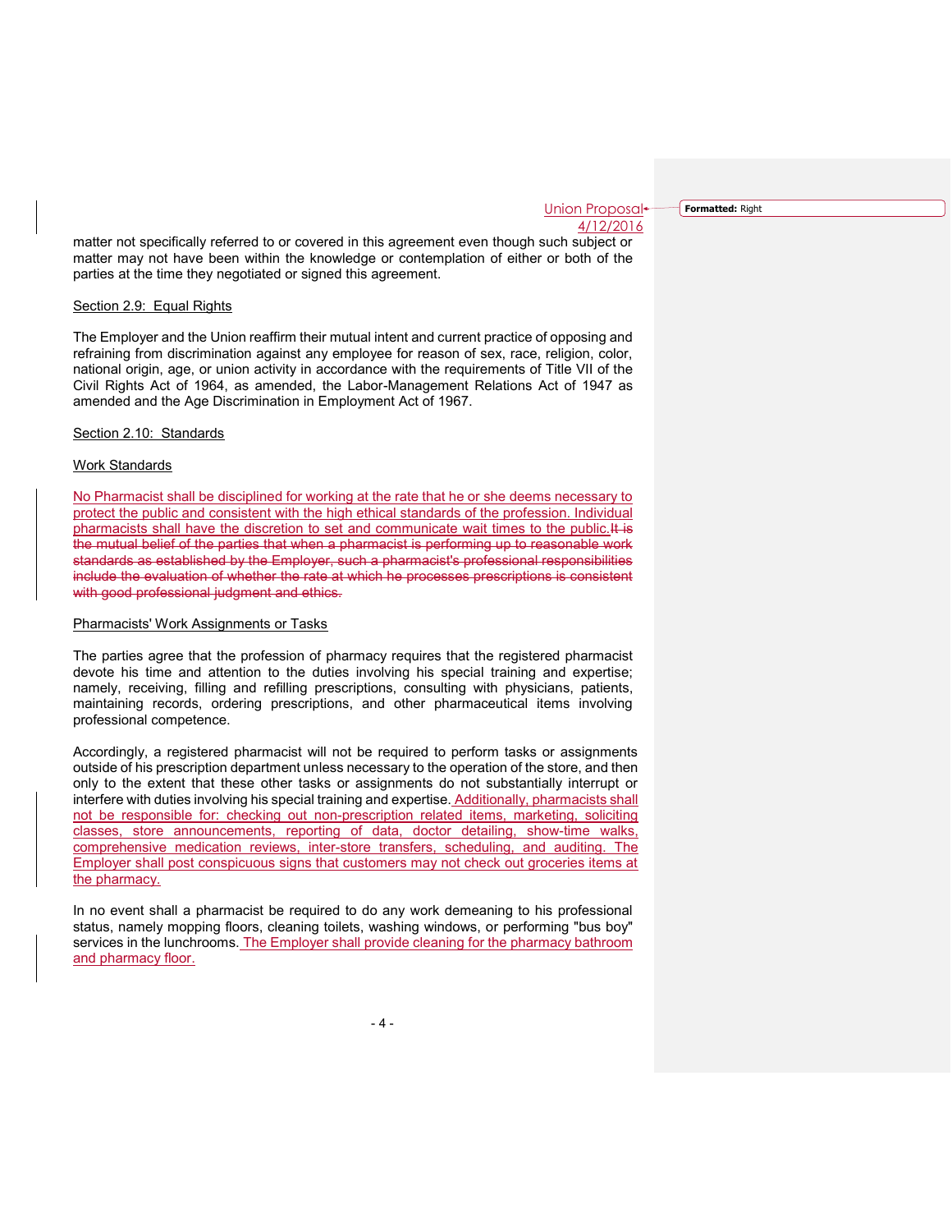matter not specifically referred to or covered in this agreement even though such subject or matter may not have been within the knowledge or contemplation of either or both of the parties at the time they negotiated or signed this agreement.

Section 2.9: Equal Rights

The Employer and the Union reaffirm their mutual intent and current practice of opposing and refraining from discrimination against any employee for reason of sex, race, religion, color, national origin, age, or union activity in accordance with the requirements of Title VII of the Civil Rights Act of 1964, as amended, the Labor-Management Relations Act of 1947 as amended and the Age Discrimination in Employment Act of 1967.

Section 2.10: Standards

Work Standards

No Pharmacist shall be disciplined for working at the rate that he or she deems necessary to protect the public and consistent with the high ethical standards of the profession. Individual pharmacists shall have the discretion to set and communicate wait times to the public. ~~It is the mutual belief of the parties that when a pharmacist is performing up to reasonable work standards as established by the Employer, such a pharmacist's professional responsibilities include the evaluation of whether the rate at which he processes prescriptions is consistent with good professional judgment and ethics.~~

Pharmacists' Work Assignments or Tasks

The parties agree that the profession of pharmacy requires that the registered pharmacist devote his time and attention to the duties involving his special training and expertise; namely, receiving, filling and refilling prescriptions, consulting with physicians, patients, maintaining records, ordering prescriptions, and other pharmaceutical items involving professional competence.

Accordingly, a registered pharmacist will not be required to perform tasks or assignments outside of his prescription department unless necessary to the operation of the store, and then only to the extent that these other tasks or assignments do not substantially interrupt or interfere with duties involving his special training and expertise. Additionally, pharmacists shall not be responsible for: checking out non-prescription related items, marketing, soliciting classes, store announcements, reporting of data, doctor detailing, show-time walks, comprehensive medication reviews, inter-store transfers, scheduling, and auditing. The Employer shall post conspicuous signs that customers may not check out groceries items at the pharmacy.

In no event shall a pharmacist be required to do any work demeaning to his professional status, namely mopping floors, cleaning toilets, washing windows, or performing "bus boy" services in the lunchrooms. The Employer shall provide cleaning for the pharmacy bathroom and pharmacy floor.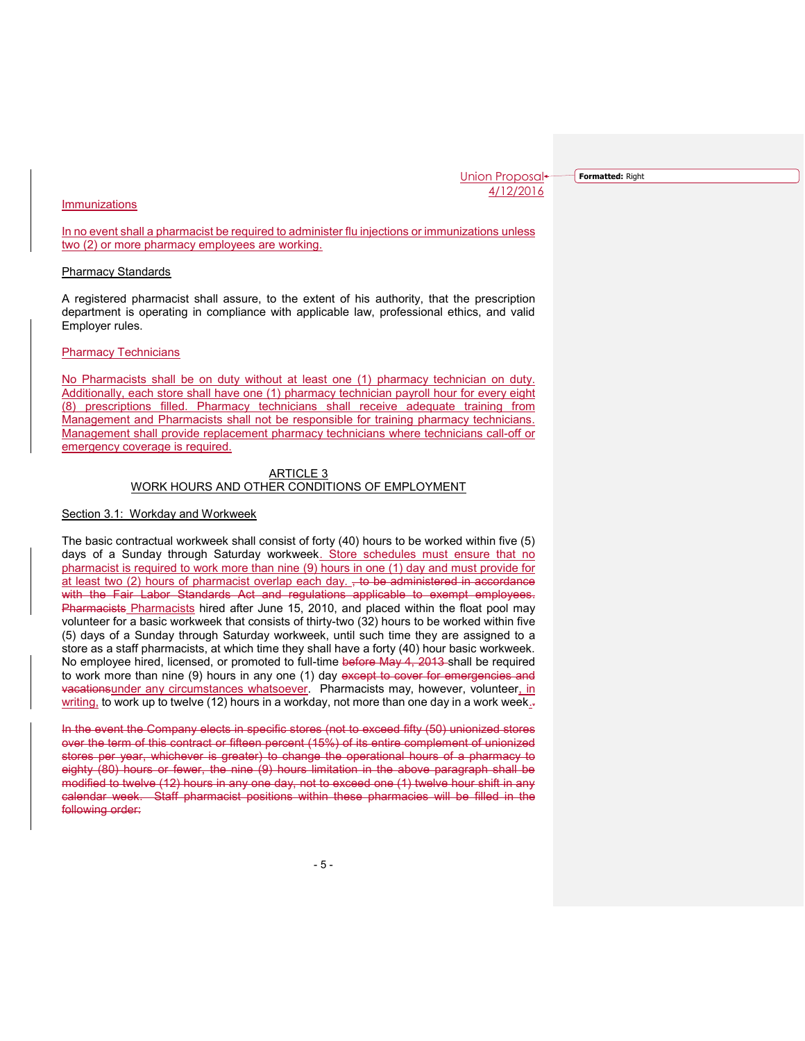Union Proposal
4/12/2016

Immunizations

In no event shall a pharmacist be required to administer flu injections or immunizations unless two (2) or more pharmacy employees are working.

Pharmacy Standards

A registered pharmacist shall assure, to the extent of his authority, that the prescription department is operating in compliance with applicable law, professional ethics, and valid Employer rules.

Pharmacy Technicians

No Pharmacists shall be on duty without at least one (1) pharmacy technician on duty. Additionally, each store shall have one (1) pharmacy technician payroll hour for every eight (8) prescriptions filled. Pharmacy technicians shall receive adequate training from Management and Pharmacists shall not be responsible for training pharmacy technicians. Management shall provide replacement pharmacy technicians where technicians call-off or emergency coverage is required.

ARTICLE 3
WORK HOURS AND OTHER CONDITIONS OF EMPLOYMENT

Section 3.1: Workday and Workweek

The basic contractual workweek shall consist of forty (40) hours to be worked within five (5) days of a Sunday through Saturday workweek. Store schedules must ensure that no pharmacist is required to work more than nine (9) hours in one (1) day and must provide for at least two (2) hours of pharmacist overlap each day. ~~, to be administered in accordance with the Fair Labor Standards Act and regulations applicable to exempt employees.~~ ~~Pharmacists~~ Pharmacists hired after June 15, 2010, and placed within the float pool may volunteer for a basic workweek that consists of thirty-two (32) hours to be worked within five (5) days of a Sunday through Saturday workweek, until such time they are assigned to a store as a staff pharmacists, at which time they shall have a forty (40) hour basic workweek. No employee hired, licensed, or promoted to full-time ~~before May 4, 2013~~ shall be required to work more than nine (9) hours in any one (1) day ~~except to cover for emergencies and vacations~~under any circumstances whatsoever. Pharmacists may, however, volunteer, in writing, to work up to twelve (12) hours in a workday, not more than one day in a work week.~~.~~

~~In the event the Company elects in specific stores (not to exceed fifty (50) unionized stores over the term of this contract or fifteen percent (15%) of its entire complement of unionized stores per year, whichever is greater) to change the operational hours of a pharmacy to eighty (80) hours or fewer, the nine (9) hours limitation in the above paragraph shall be modified to twelve (12) hours in any one day, not to exceed one (1) twelve hour shift in any calendar week. Staff pharmacist positions within these pharmacies will be filled in the following order:~~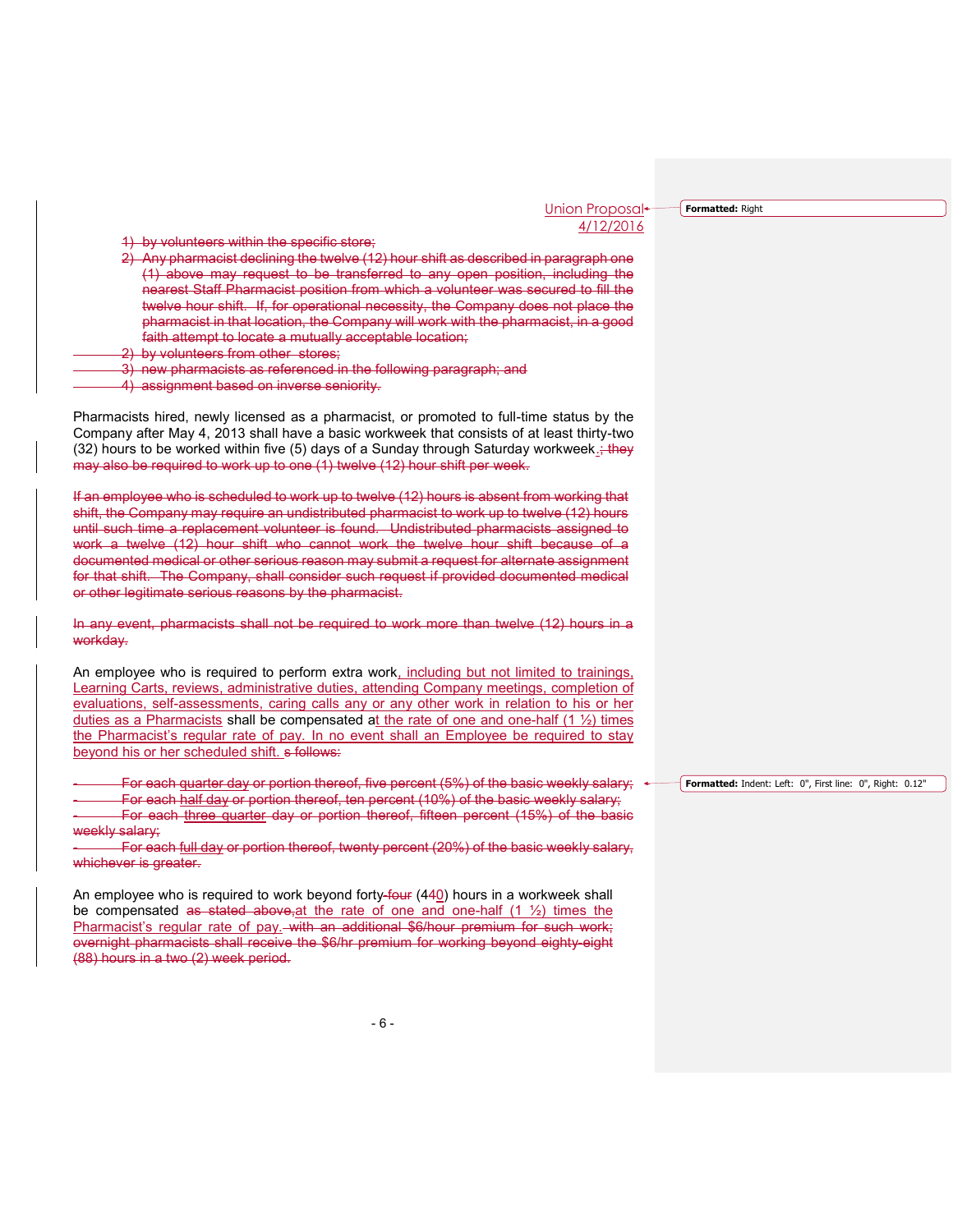Union Proposal
4/12/2016

~~1) by volunteers within the specific store;~~

~~2) Any pharmacist declining the twelve (12) hour shift as described in paragraph one (1) above may request to be transferred to any open position, including the nearest Staff Pharmacist position from which a volunteer was secured to fill the twelve hour shift. If, for operational necessity, the Company does not place the pharmacist in that location, the Company will work with the pharmacist, in a good faith attempt to locate a mutually acceptable location;~~

~~2) by volunteers from other stores;~~

~~3) new pharmacists as referenced in the following paragraph; and~~

~~4) assignment based on inverse seniority.~~

Pharmacists hired, newly licensed as a pharmacist, or promoted to full-time status by the Company after May 4, 2013 shall have a basic workweek that consists of at least thirty-two (32) hours to be worked within five (5) days of a Sunday through Saturday workweek. ~~; they may also be required to work up to one (1) twelve (12) hour shift per week.~~

~~If an employee who is scheduled to work up to twelve (12) hours is absent from working that shift, the Company may require an undistributed pharmacist to work up to twelve (12) hours until such time a replacement volunteer is found. Undistributed pharmacists assigned to work a twelve (12) hour shift who cannot work the twelve hour shift because of a documented medical or other serious reason may submit a request for alternate assignment for that shift. The Company, shall consider such request if provided documented medical or other legitimate serious reasons by the pharmacist.~~

~~In any event, pharmacists shall not be required to work more than twelve (12) hours in a workday.~~

An employee who is required to perform extra work, including but not limited to trainings, Learning Carts, reviews, administrative duties, attending Company meetings, completion of evaluations, self-assessments, caring calls any or any other work in relation to his or her duties as a Pharmacists shall be compensated at the rate of one and one-half (1 ½) times the Pharmacist's regular rate of pay. In no event shall an Employee be required to stay beyond his or her scheduled shift. ~~s follows:~~

~~- For each quarter day or portion thereof, five percent (5%) of the basic weekly salary;~~

~~- For each half day or portion thereof, ten percent (10%) of the basic weekly salary;~~

~~- For each three quarter day or portion thereof, fifteen percent (15%) of the basic weekly salary;~~

~~- For each full day or portion thereof, twenty percent (20%) of the basic weekly salary, whichever is greater.~~

An employee who is required to work beyond forty~~-four~~ (4~~4~~0) hours in a workweek shall be compensated ~~as stated above,~~at the rate of one and one-half (1 ½) times the Pharmacist's regular rate of pay. ~~with an additional $6/hour premium for such work; overnight pharmacists shall receive the $6/hr premium for working beyond eighty-eight (88) hours in a two (2) week period.~~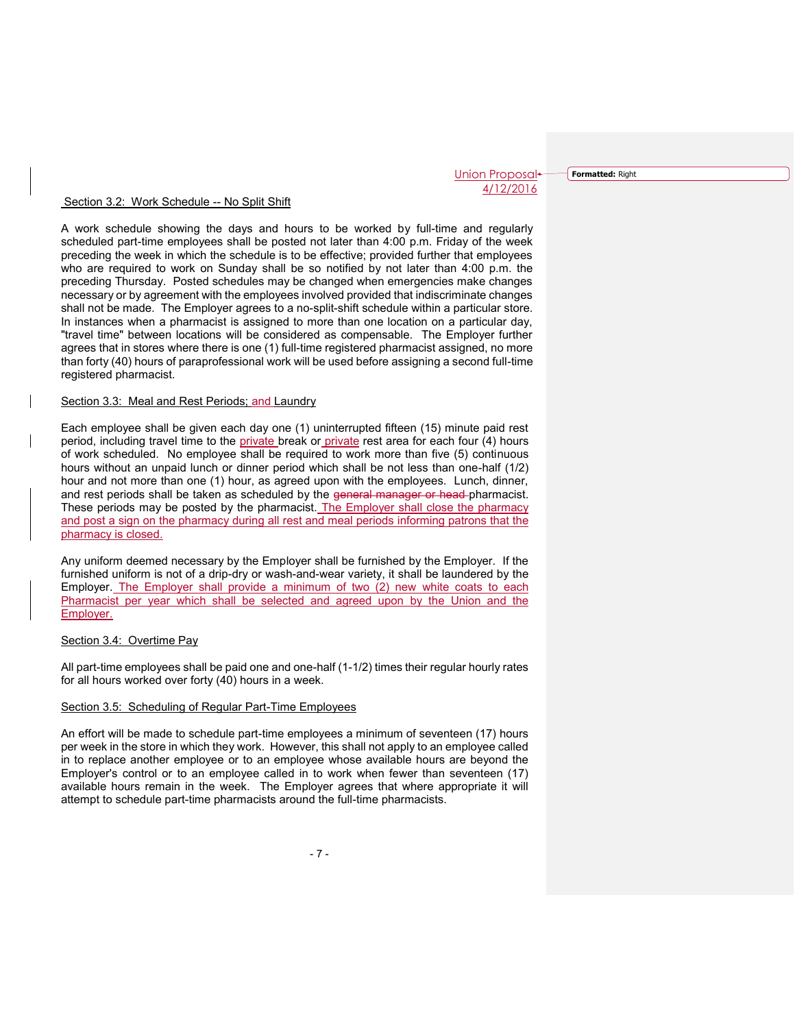Union Proposal
4/12/2016

Section 3.2: Work Schedule -- No Split Shift

A work schedule showing the days and hours to be worked by full-time and regularly scheduled part-time employees shall be posted not later than 4:00 p.m. Friday of the week preceding the week in which the schedule is to be effective; provided further that employees who are required to work on Sunday shall be so notified by not later than 4:00 p.m. the preceding Thursday. Posted schedules may be changed when emergencies make changes necessary or by agreement with the employees involved provided that indiscriminate changes shall not be made. The Employer agrees to a no-split-shift schedule within a particular store. In instances when a pharmacist is assigned to more than one location on a particular day, "travel time" between locations will be considered as compensable. The Employer further agrees that in stores where there is one (1) full-time registered pharmacist assigned, no more than forty (40) hours of paraprofessional work will be used before assigning a second full-time registered pharmacist.

Section 3.3: Meal and Rest Periods; and Laundry

Each employee shall be given each day one (1) uninterrupted fifteen (15) minute paid rest period, including travel time to the private break or private rest area for each four (4) hours of work scheduled. No employee shall be required to work more than five (5) continuous hours without an unpaid lunch or dinner period which shall be not less than one-half (1/2) hour and not more than one (1) hour, as agreed upon with the employees. Lunch, dinner, and rest periods shall be taken as scheduled by the ~~general manager or head~~ pharmacist. These periods may be posted by the pharmacist. The Employer shall close the pharmacy and post a sign on the pharmacy during all rest and meal periods informing patrons that the pharmacy is closed.

Any uniform deemed necessary by the Employer shall be furnished by the Employer. If the furnished uniform is not of a drip-dry or wash-and-wear variety, it shall be laundered by the Employer. The Employer shall provide a minimum of two (2) new white coats to each Pharmacist per year which shall be selected and agreed upon by the Union and the Employer.

Section 3.4: Overtime Pay

All part-time employees shall be paid one and one-half (1-1/2) times their regular hourly rates for all hours worked over forty (40) hours in a week.

Section 3.5: Scheduling of Regular Part-Time Employees

An effort will be made to schedule part-time employees a minimum of seventeen (17) hours per week in the store in which they work. However, this shall not apply to an employee called in to replace another employee or to an employee whose available hours are beyond the Employer's control or to an employee called in to work when fewer than seventeen (17) available hours remain in the week. The Employer agrees that where appropriate it will attempt to schedule part-time pharmacists around the full-time pharmacists.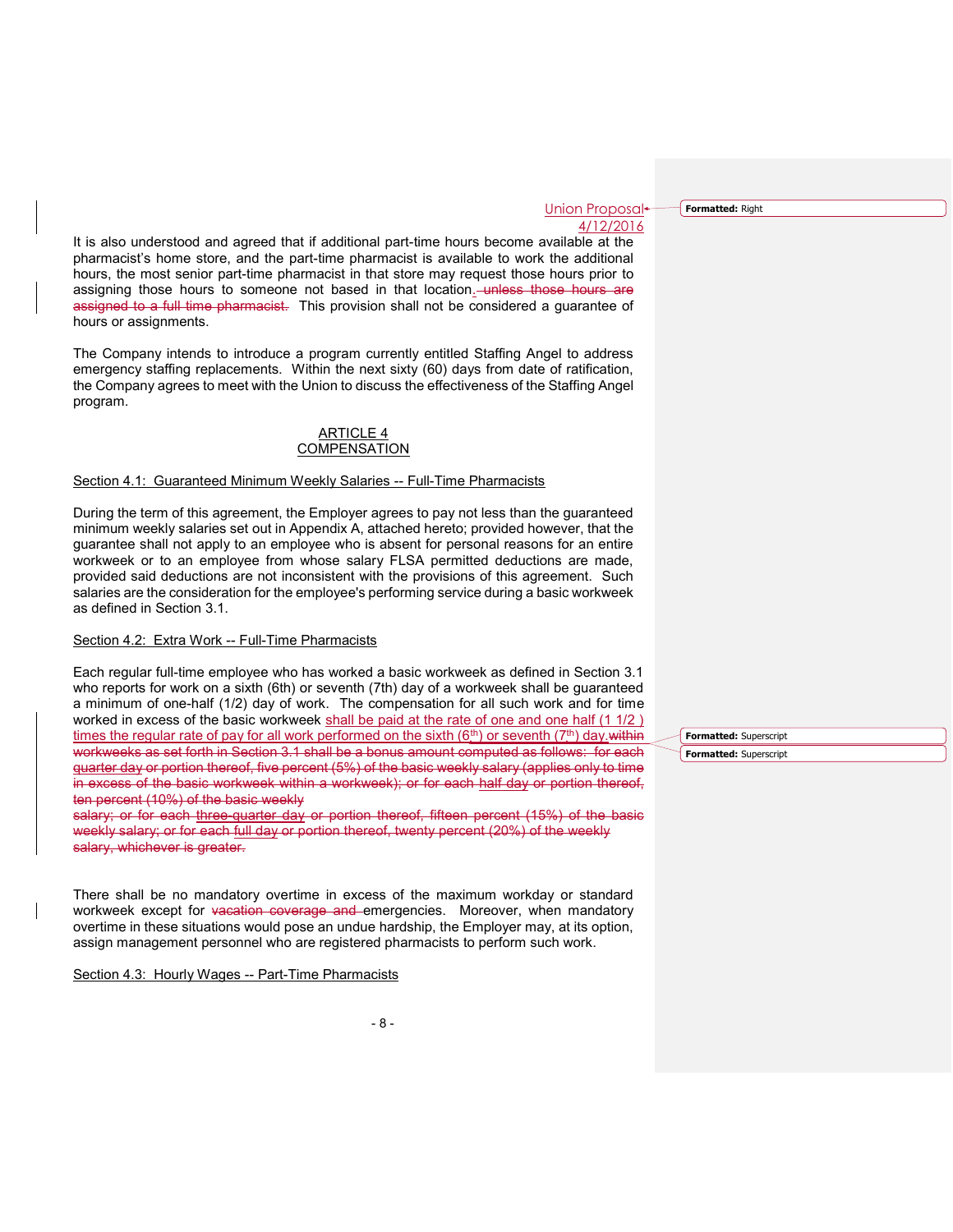Union Proposal
4/12/2016

It is also understood and agreed that if additional part-time hours become available at the pharmacist's home store, and the part-time pharmacist is available to work the additional hours, the most senior part-time pharmacist in that store may request those hours prior to assigning those hours to someone not based in that location. ~~unless those hours are assigned to a full time pharmacist.~~ This provision shall not be considered a guarantee of hours or assignments.

The Company intends to introduce a program currently entitled Staffing Angel to address emergency staffing replacements. Within the next sixty (60) days from date of ratification, the Company agrees to meet with the Union to discuss the effectiveness of the Staffing Angel program.

## ARTICLE 4
## COMPENSATION

### Section 4.1: Guaranteed Minimum Weekly Salaries -- Full-Time Pharmacists

During the term of this agreement, the Employer agrees to pay not less than the guaranteed minimum weekly salaries set out in Appendix A, attached hereto; provided however, that the guarantee shall not apply to an employee who is absent for personal reasons for an entire workweek or to an employee from whose salary FLSA permitted deductions are made, provided said deductions are not inconsistent with the provisions of this agreement. Such salaries are the consideration for the employee's performing service during a basic workweek as defined in Section 3.1.

### Section 4.2: Extra Work -- Full-Time Pharmacists

Each regular full-time employee who has worked a basic workweek as defined in Section 3.1 who reports for work on a sixth (6th) or seventh (7th) day of a workweek shall be guaranteed a minimum of one-half (1/2) day of work. The compensation for all such work and for time worked in excess of the basic workweek shall be paid at the rate of one and one half (1 1/2 ) times the regular rate of pay for all work performed on the sixth (6th) or seventh (7th) day. ~~within workweeks as set forth in Section 3.1 shall be a bonus amount computed as follows: for each quarter day or portion thereof, five percent (5%) of the basic weekly salary (applies only to time in excess of the basic workweek within a workweek); or for each half day or portion thereof, ten percent (10%) of the basic weekly salary; or for each three-quarter day or portion thereof, fifteen percent (15%) of the basic weekly salary; or for each full day or portion thereof, twenty percent (20%) of the weekly salary, whichever is greater.~~

There shall be no mandatory overtime in excess of the maximum workday or standard workweek except for ~~vacation coverage and~~ emergencies. Moreover, when mandatory overtime in these situations would pose an undue hardship, the Employer may, at its option, assign management personnel who are registered pharmacists to perform such work.

### Section 4.3: Hourly Wages -- Part-Time Pharmacists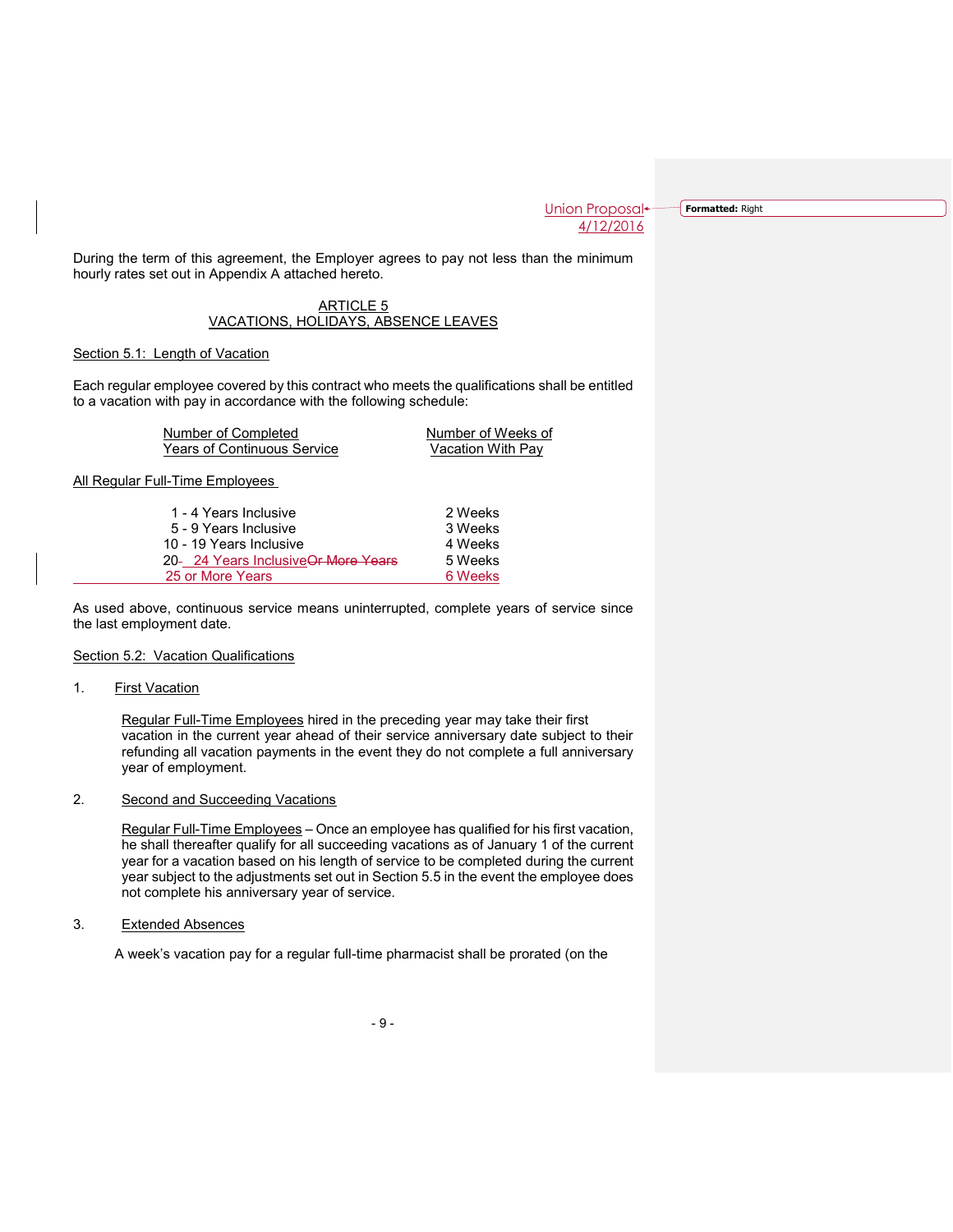Union Proposal
4/12/2016

During the term of this agreement, the Employer agrees to pay not less than the minimum hourly rates set out in Appendix A attached hereto.

## ARTICLE 5
## VACATIONS, HOLIDAYS, ABSENCE LEAVES

### Section 5.1: Length of Vacation

Each regular employee covered by this contract who meets the qualifications shall be entitled to a vacation with pay in accordance with the following schedule:

| Number of Completed Years of Continuous Service | Number of Weeks of Vacation With Pay |
|---|---|
| **All Regular Full-Time Employees** | |
| 1 - 4 Years Inclusive | 2 Weeks |
| 5 - 9 Years Inclusive | 3 Weeks |
| 10 - 19 Years Inclusive | 4 Weeks |
| 20 - 24 Years Inclusive ~~Or More Years~~ | 5 Weeks |
| 25 or More Years | 6 Weeks |

As used above, continuous service means uninterrupted, complete years of service since the last employment date.

### Section 5.2: Vacation Qualifications

1. First Vacation

   Regular Full-Time Employees hired in the preceding year may take their first vacation in the current year ahead of their service anniversary date subject to their refunding all vacation payments in the event they do not complete a full anniversary year of employment.

2. Second and Succeeding Vacations

   Regular Full-Time Employees – Once an employee has qualified for his first vacation, he shall thereafter qualify for all succeeding vacations as of January 1 of the current year for a vacation based on his length of service to be completed during the current year subject to the adjustments set out in Section 5.5 in the event the employee does not complete his anniversary year of service.

3. Extended Absences

   A week's vacation pay for a regular full-time pharmacist shall be prorated (on the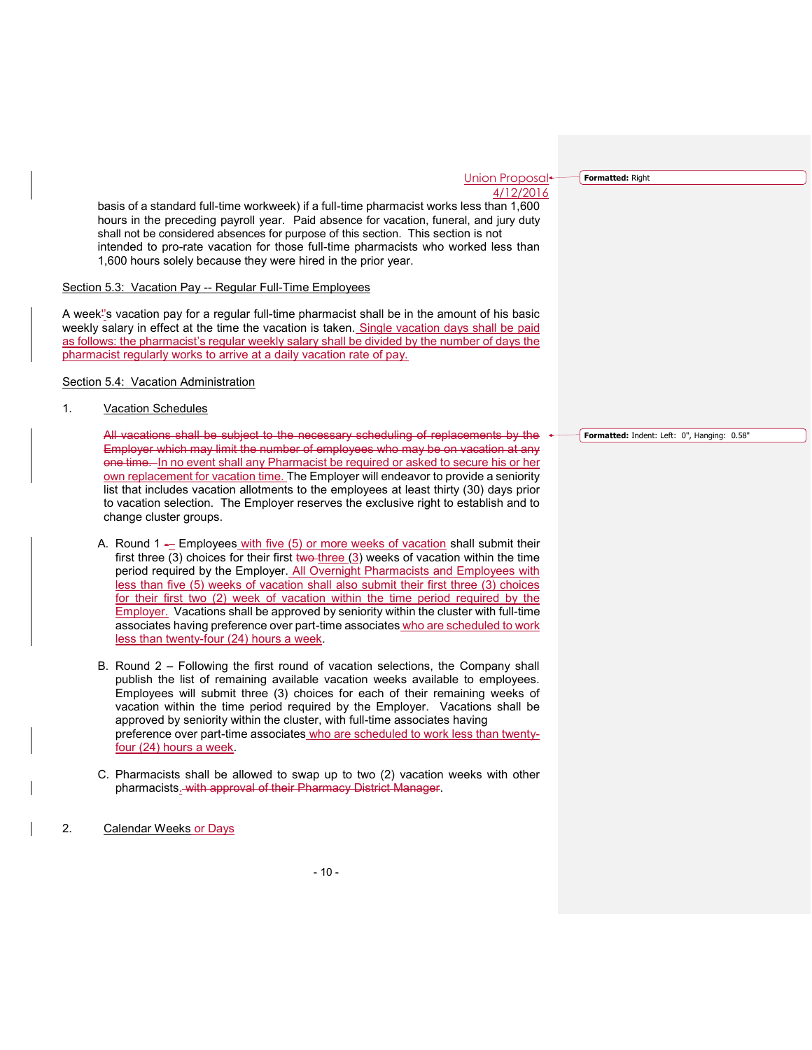Union Proposal
4/12/2016

basis of a standard full-time workweek) if a full-time pharmacist works less than 1,600 hours in the preceding payroll year. Paid absence for vacation, funeral, and jury duty shall not be considered absences for purpose of this section. This section is not intended to pro-rate vacation for those full-time pharmacists who worked less than 1,600 hours solely because they were hired in the prior year.

Section 5.3: Vacation Pay -- Regular Full-Time Employees

A week's vacation pay for a regular full-time pharmacist shall be in the amount of his basic weekly salary in effect at the time the vacation is taken. Single vacation days shall be paid as follows: the pharmacist's regular weekly salary shall be divided by the number of days the pharmacist regularly works to arrive at a daily vacation rate of pay.

Section 5.4: Vacation Administration

1. Vacation Schedules

~~All vacations shall be subject to the necessary scheduling of replacements by the Employer which may limit the number of employees who may be on vacation at any one time.~~ In no event shall any Pharmacist be required or asked to secure his or her own replacement for vacation time. The Employer will endeavor to provide a seniority list that includes vacation allotments to the employees at least thirty (30) days prior to vacation selection. The Employer reserves the exclusive right to establish and to change cluster groups.

A. Round 1 – Employees with five (5) or more weeks of vacation shall submit their first three (3) choices for their first ~~two~~ three (3) weeks of vacation within the time period required by the Employer. All Overnight Pharmacists and Employees with less than five (5) weeks of vacation shall also submit their first three (3) choices for their first two (2) week of vacation within the time period required by the Employer. Vacations shall be approved by seniority within the cluster with full-time associates having preference over part-time associates who are scheduled to work less than twenty-four (24) hours a week.

B. Round 2 – Following the first round of vacation selections, the Company shall publish the list of remaining available vacation weeks available to employees. Employees will submit three (3) choices for each of their remaining weeks of vacation within the time period required by the Employer. Vacations shall be approved by seniority within the cluster, with full-time associates having preference over part-time associates who are scheduled to work less than twenty-four (24) hours a week.

C. Pharmacists shall be allowed to swap up to two (2) vacation weeks with other pharmacists. ~~with approval of their Pharmacy District Manager~~.

2. Calendar Weeks or Days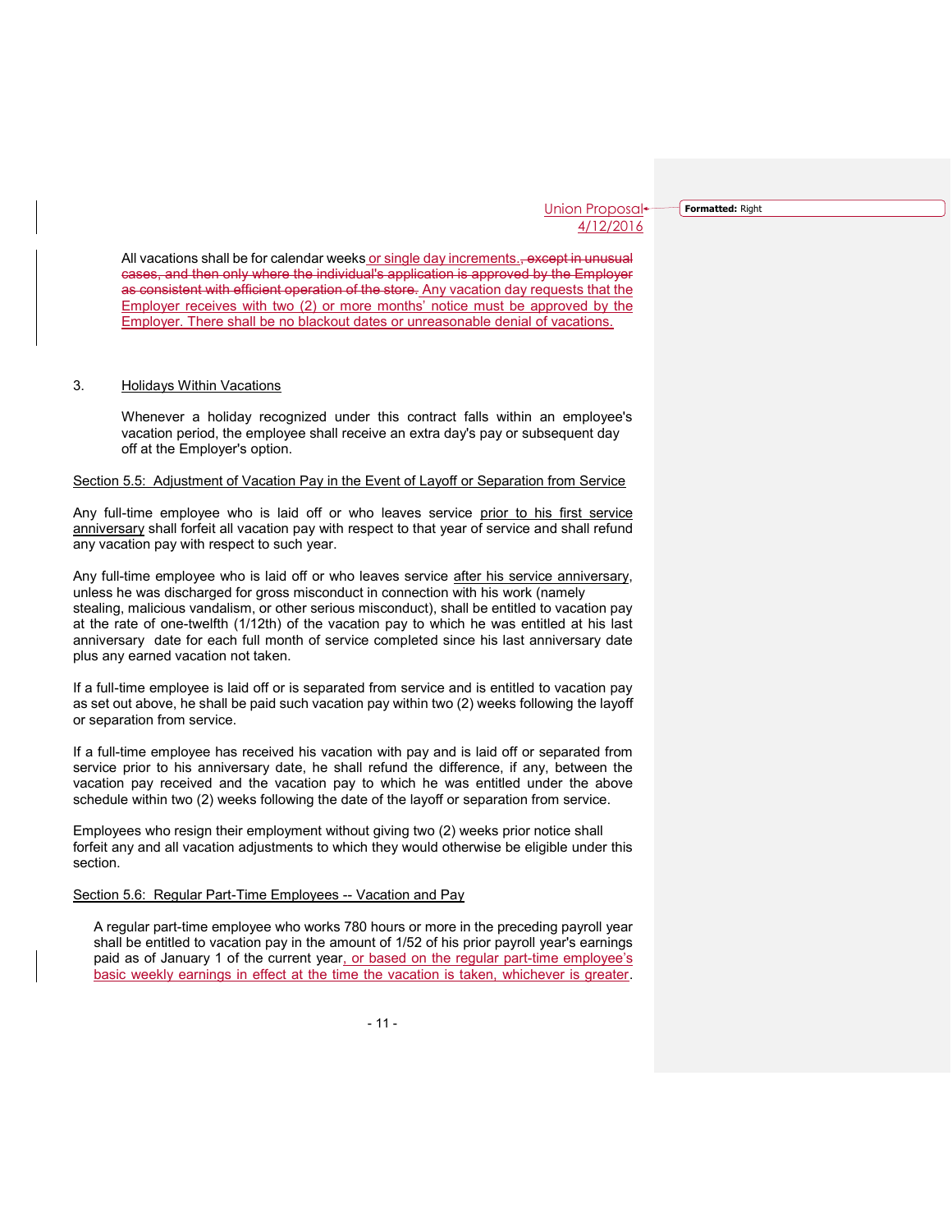Union Proposal
4/12/2016

All vacations shall be for calendar weeks or single day increments., except in unusual cases, and then only where the individual's application is approved by the Employer as consistent with efficient operation of the store. Any vacation day requests that the Employer receives with two (2) or more months' notice must be approved by the Employer. There shall be no blackout dates or unreasonable denial of vacations.

3. Holidays Within Vacations

Whenever a holiday recognized under this contract falls within an employee's vacation period, the employee shall receive an extra day's pay or subsequent day off at the Employer's option.

Section 5.5: Adjustment of Vacation Pay in the Event of Layoff or Separation from Service

Any full-time employee who is laid off or who leaves service prior to his first service anniversary shall forfeit all vacation pay with respect to that year of service and shall refund any vacation pay with respect to such year.

Any full-time employee who is laid off or who leaves service after his service anniversary, unless he was discharged for gross misconduct in connection with his work (namely stealing, malicious vandalism, or other serious misconduct), shall be entitled to vacation pay at the rate of one-twelfth (1/12th) of the vacation pay to which he was entitled at his last anniversary date for each full month of service completed since his last anniversary date plus any earned vacation not taken.

If a full-time employee is laid off or is separated from service and is entitled to vacation pay as set out above, he shall be paid such vacation pay within two (2) weeks following the layoff or separation from service.

If a full-time employee has received his vacation with pay and is laid off or separated from service prior to his anniversary date, he shall refund the difference, if any, between the vacation pay received and the vacation pay to which he was entitled under the above schedule within two (2) weeks following the date of the layoff or separation from service.

Employees who resign their employment without giving two (2) weeks prior notice shall forfeit any and all vacation adjustments to which they would otherwise be eligible under this section.

Section 5.6: Regular Part-Time Employees -- Vacation and Pay

A regular part-time employee who works 780 hours or more in the preceding payroll year shall be entitled to vacation pay in the amount of 1/52 of his prior payroll year's earnings paid as of January 1 of the current year, or based on the regular part-time employee's basic weekly earnings in effect at the time the vacation is taken, whichever is greater.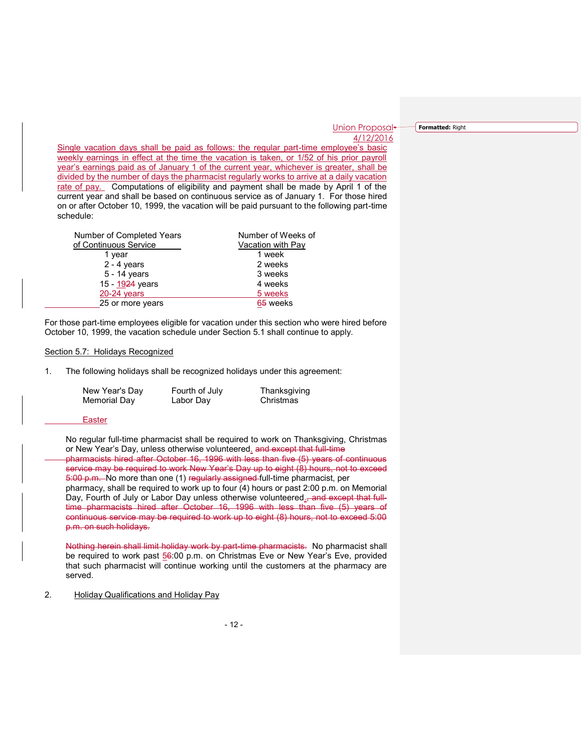Union Proposal
4/12/2016

Single vacation days shall be paid as follows: the regular part-time employee's basic weekly earnings in effect at the time the vacation is taken, or 1/52 of his prior payroll year's earnings paid as of January 1 of the current year, whichever is greater, shall be divided by the number of days the pharmacist regularly works to arrive at a daily vacation rate of pay. Computations of eligibility and payment shall be made by April 1 of the current year and shall be based on continuous service as of January 1. For those hired on or after October 10, 1999, the vacation will be paid pursuant to the following part-time schedule:

| Number of Completed Years of Continuous Service | Number of Weeks of Vacation with Pay |
|---|---|
| 1 year | 1 week |
| 2 - 4 years | 2 weeks |
| 5 - 14 years | 3 weeks |
| 15 - ~~24~~ 19 years | 4 weeks |
| 20-24 years | 5 weeks |
| 25 or more years | ~~5~~ 6 weeks |

For those part-time employees eligible for vacation under this section who were hired before October 10, 1999, the vacation schedule under Section 5.1 shall continue to apply.

Section 5.7: Holidays Recognized

1. The following holidays shall be recognized holidays under this agreement:

| | | |
|---|---|---|
| New Year's Day | Fourth of July | Thanksgiving |
| Memorial Day | Labor Day | Christmas |
| Easter | | |

No regular full-time pharmacist shall be required to work on Thanksgiving, Christmas or New Year's Day, unless otherwise volunteered. ~~and except that full-time pharmacists hired after October 16, 1996 with less than five (5) years of continuous service may be required to work New Year's Day up to eight (8) hours, not to exceed 5:00 p.m.~~ No more than one (1) ~~regularly assigned~~ full-time pharmacist, per pharmacy, shall be required to work up to four (4) hours or past 2:00 p.m. on Memorial Day, Fourth of July or Labor Day unless otherwise volunteered. ~~, and except that full-time pharmacists hired after October 16, 1996 with less than five (5) years of continuous service may be required to work up to eight (8) hours, not to exceed 5:00 p.m. on such holidays.~~

~~Nothing herein shall limit holiday work by part-time pharmacists.~~ No pharmacist shall be required to work past ~~6~~ 5:00 p.m. on Christmas Eve or New Year's Eve, provided that such pharmacist will continue working until the customers at the pharmacy are served.

2. Holiday Qualifications and Holiday Pay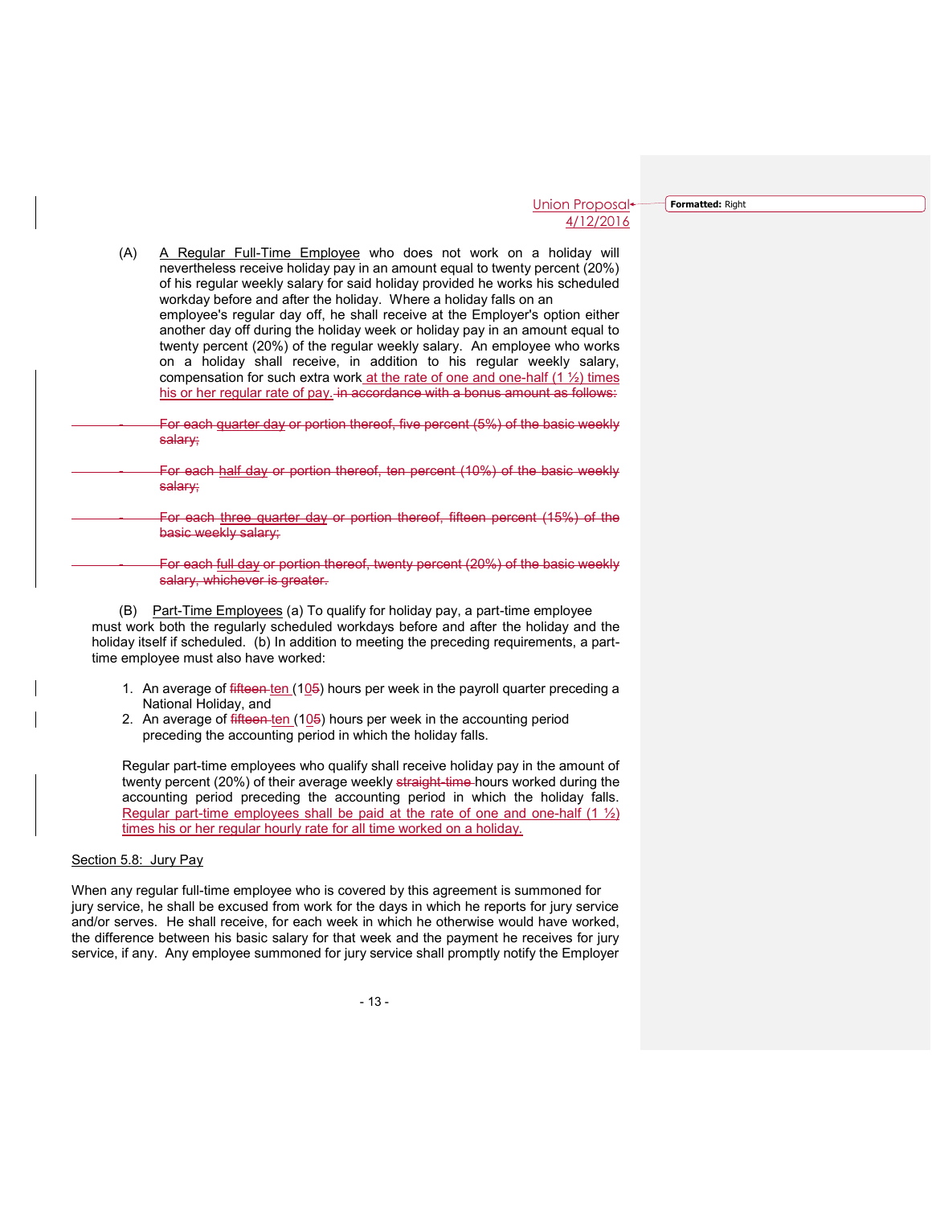Union Proposal
4/12/2016

(A) A Regular Full-Time Employee who does not work on a holiday will nevertheless receive holiday pay in an amount equal to twenty percent (20%) of his regular weekly salary for said holiday provided he works his scheduled workday before and after the holiday. Where a holiday falls on an employee's regular day off, he shall receive at the Employer's option either another day off during the holiday week or holiday pay in an amount equal to twenty percent (20%) of the regular weekly salary. An employee who works on a holiday shall receive, in addition to his regular weekly salary, compensation for such extra work at the rate of one and one-half (1 ½) times his or her regular rate of pay. ~~in accordance with a bonus amount as follows:~~

- ~~For each quarter day or portion thereof, five percent (5%) of the basic weekly salary;~~
- ~~For each half day or portion thereof, ten percent (10%) of the basic weekly salary;~~
- ~~For each three quarter day or portion thereof, fifteen percent (15%) of the basic weekly salary;~~
- ~~For each full day or portion thereof, twenty percent (20%) of the basic weekly salary, whichever is greater.~~

(B) Part-Time Employees (a) To qualify for holiday pay, a part-time employee must work both the regularly scheduled workdays before and after the holiday and the holiday itself if scheduled. (b) In addition to meeting the preceding requirements, a part-time employee must also have worked:

1. An average of ~~fifteen~~ ten (1~~5~~0) hours per week in the payroll quarter preceding a National Holiday, and
2. An average of ~~fifteen~~ ten (1~~5~~0) hours per week in the accounting period preceding the accounting period in which the holiday falls.

Regular part-time employees who qualify shall receive holiday pay in the amount of twenty percent (20%) of their average weekly ~~straight-time~~ hours worked during the accounting period preceding the accounting period in which the holiday falls. Regular part-time employees shall be paid at the rate of one and one-half (1 ½) times his or her regular hourly rate for all time worked on a holiday.

## Section 5.8: Jury Pay

When any regular full-time employee who is covered by this agreement is summoned for jury service, he shall be excused from work for the days in which he reports for jury service and/or serves. He shall receive, for each week in which he otherwise would have worked, the difference between his basic salary for that week and the payment he receives for jury service, if any. Any employee summoned for jury service shall promptly notify the Employer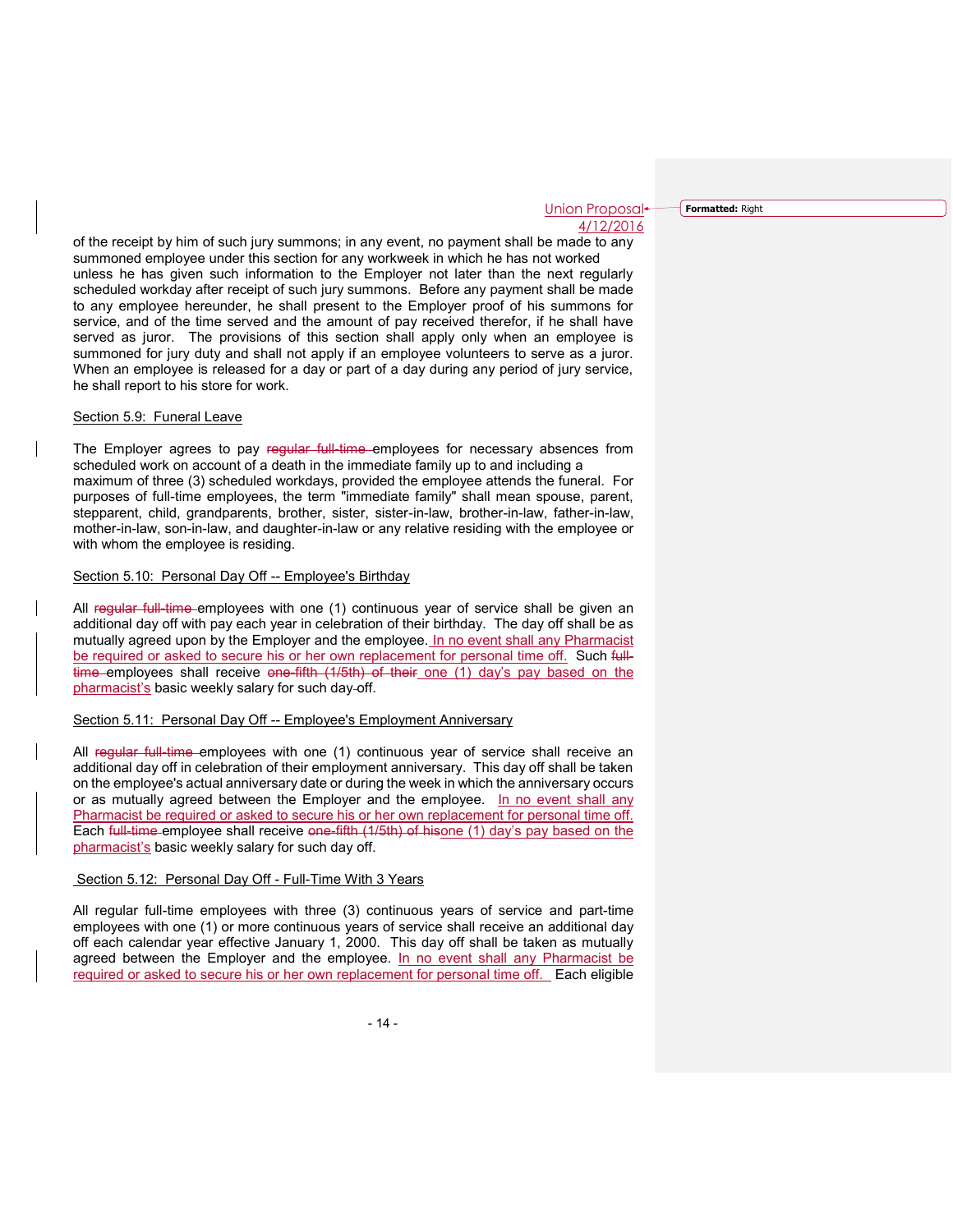of the receipt by him of such jury summons; in any event, no payment shall be made to any summoned employee under this section for any workweek in which he has not worked unless he has given such information to the Employer not later than the next regularly scheduled workday after receipt of such jury summons. Before any payment shall be made to any employee hereunder, he shall present to the Employer proof of his summons for service, and of the time served and the amount of pay received therefor, if he shall have served as juror. The provisions of this section shall apply only when an employee is summoned for jury duty and shall not apply if an employee volunteers to serve as a juror. When an employee is released for a day or part of a day during any period of jury service, he shall report to his store for work.

### Section 5.9: Funeral Leave

The Employer agrees to pay ~~regular full-time~~ employees for necessary absences from scheduled work on account of a death in the immediate family up to and including a maximum of three (3) scheduled workdays, provided the employee attends the funeral. For purposes of full-time employees, the term "immediate family" shall mean spouse, parent, stepparent, child, grandparents, brother, sister, sister-in-law, brother-in-law, father-in-law, mother-in-law, son-in-law, and daughter-in-law or any relative residing with the employee or with whom the employee is residing.

### Section 5.10: Personal Day Off -- Employee's Birthday

All ~~regular full-time~~ employees with one (1) continuous year of service shall be given an additional day off with pay each year in celebration of their birthday. The day off shall be as mutually agreed upon by the Employer and the employee. In no event shall any Pharmacist be required or asked to secure his or her own replacement for personal time off. Such ~~full-time~~ employees shall receive ~~one-fifth (1/5th) of their~~ one (1) day's pay based on the pharmacist's basic weekly salary for such day off.

### Section 5.11: Personal Day Off -- Employee's Employment Anniversary

All ~~regular full-time~~ employees with one (1) continuous year of service shall receive an additional day off in celebration of their employment anniversary. This day off shall be taken on the employee's actual anniversary date or during the week in which the anniversary occurs or as mutually agreed between the Employer and the employee. In no event shall any Pharmacist be required or asked to secure his or her own replacement for personal time off. Each ~~full-time~~ employee shall receive ~~one-fifth (1/5th) of his~~one (1) day's pay based on the pharmacist's basic weekly salary for such day off.

### Section 5.12: Personal Day Off - Full-Time With 3 Years

All regular full-time employees with three (3) continuous years of service and part-time employees with one (1) or more continuous years of service shall receive an additional day off each calendar year effective January 1, 2000. This day off shall be taken as mutually agreed between the Employer and the employee. In no event shall any Pharmacist be required or asked to secure his or her own replacement for personal time off. Each eligible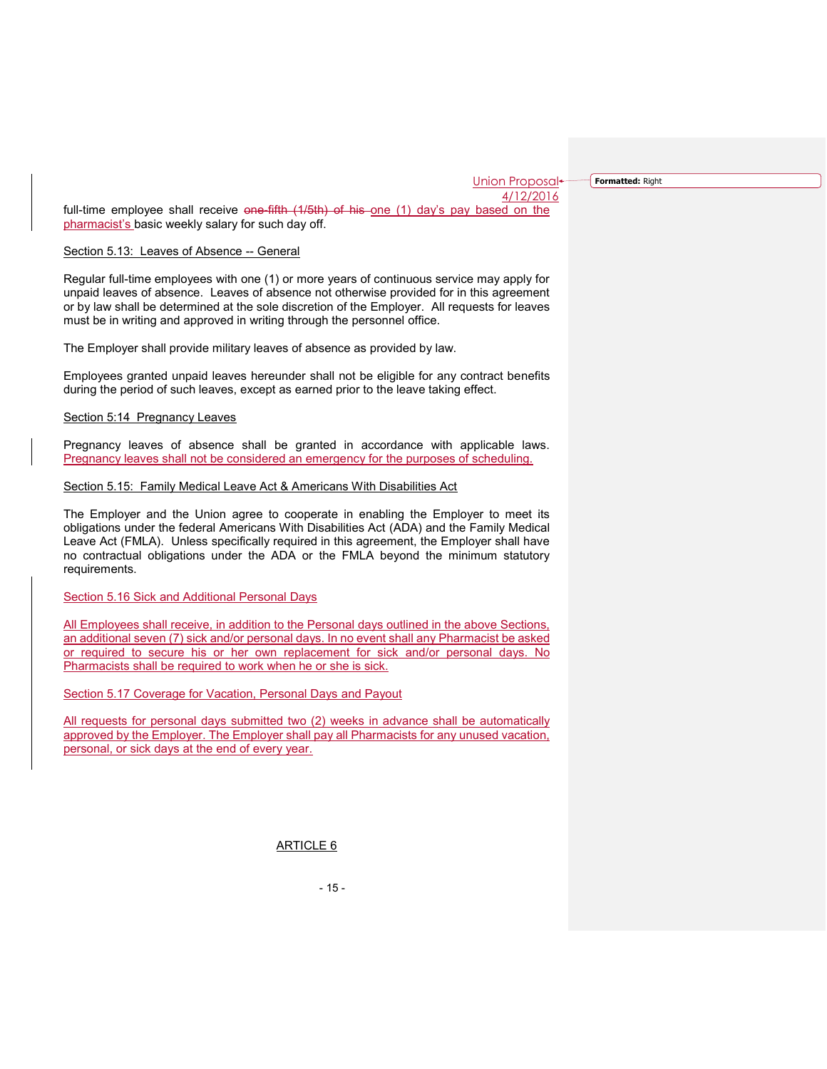Union Proposal
4/12/2016

full-time employee shall receive ~~one-fifth (1/5th) of his~~ one (1) day's pay based on the pharmacist's basic weekly salary for such day off.

Section 5.13: Leaves of Absence -- General

Regular full-time employees with one (1) or more years of continuous service may apply for unpaid leaves of absence. Leaves of absence not otherwise provided for in this agreement or by law shall be determined at the sole discretion of the Employer. All requests for leaves must be in writing and approved in writing through the personnel office.

The Employer shall provide military leaves of absence as provided by law.

Employees granted unpaid leaves hereunder shall not be eligible for any contract benefits during the period of such leaves, except as earned prior to the leave taking effect.

Section 5:14 Pregnancy Leaves

Pregnancy leaves of absence shall be granted in accordance with applicable laws. Pregnancy leaves shall not be considered an emergency for the purposes of scheduling.

Section 5.15: Family Medical Leave Act & Americans With Disabilities Act

The Employer and the Union agree to cooperate in enabling the Employer to meet its obligations under the federal Americans With Disabilities Act (ADA) and the Family Medical Leave Act (FMLA). Unless specifically required in this agreement, the Employer shall have no contractual obligations under the ADA or the FMLA beyond the minimum statutory requirements.

Section 5.16 Sick and Additional Personal Days

All Employees shall receive, in addition to the Personal days outlined in the above Sections, an additional seven (7) sick and/or personal days. In no event shall any Pharmacist be asked or required to secure his or her own replacement for sick and/or personal days. No Pharmacists shall be required to work when he or she is sick.

Section 5.17 Coverage for Vacation, Personal Days and Payout

All requests for personal days submitted two (2) weeks in advance shall be automatically approved by the Employer. The Employer shall pay all Pharmacists for any unused vacation, personal, or sick days at the end of every year.

ARTICLE 6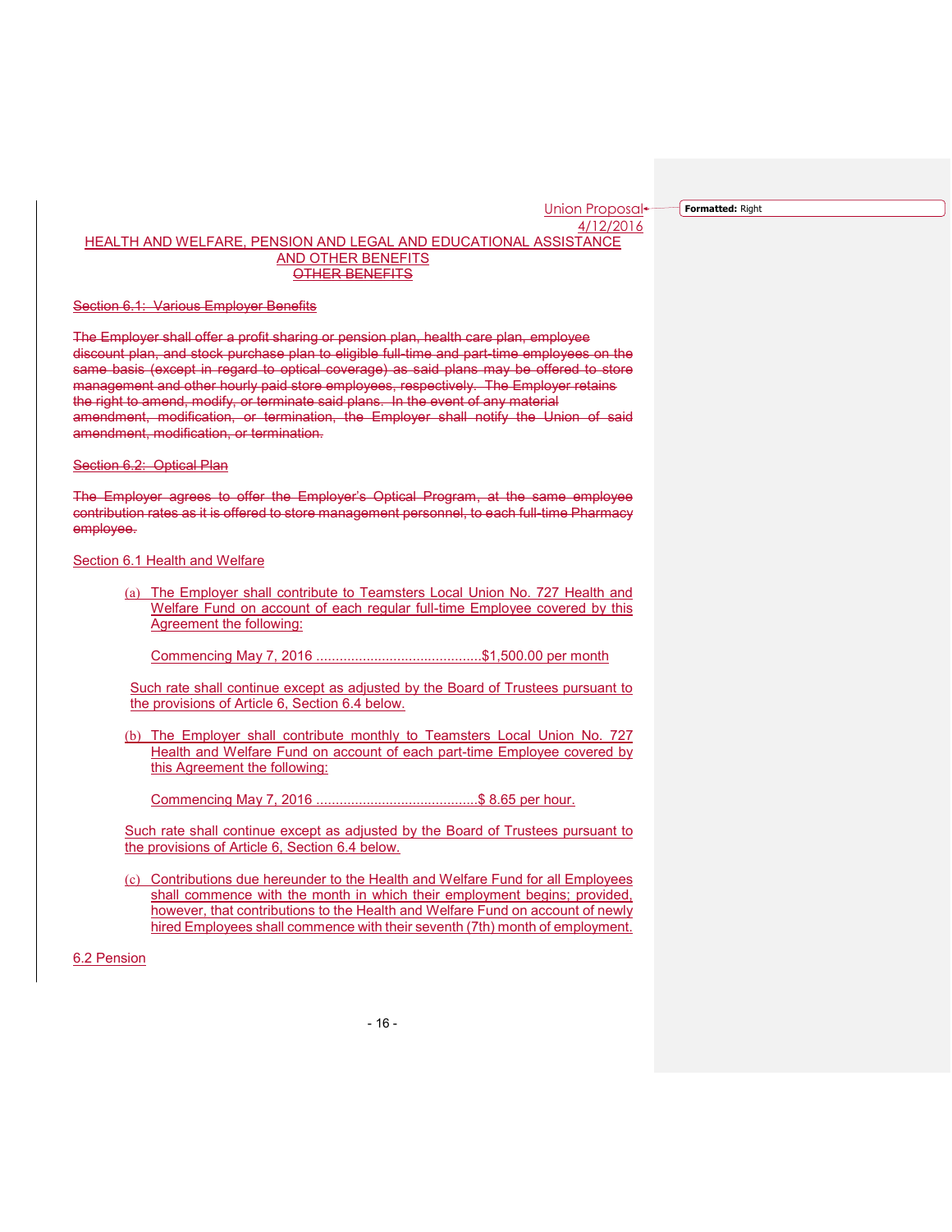Union Proposal
4/12/2016

## HEALTH AND WELFARE, PENSION AND LEGAL AND EDUCATIONAL ASSISTANCE AND OTHER BENEFITS

~~OTHER BENEFITS~~

~~Section 6.1: Various Employer Benefits~~

~~The Employer shall offer a profit sharing or pension plan, health care plan, employee discount plan, and stock purchase plan to eligible full-time and part-time employees on the same basis (except in regard to optical coverage) as said plans may be offered to store management and other hourly paid store employees, respectively. The Employer retains the right to amend, modify, or terminate said plans. In the event of any material amendment, modification, or termination, the Employer shall notify the Union of said amendment, modification, or termination.~~

~~Section 6.2: Optical Plan~~

~~The Employer agrees to offer the Employer's Optical Program, at the same employee contribution rates as it is offered to store management personnel, to each full-time Pharmacy employee.~~

Section 6.1 Health and Welfare

(a) The Employer shall contribute to Teamsters Local Union No. 727 Health and Welfare Fund on account of each regular full-time Employee covered by this Agreement the following:

Commencing May 7, 2016 ...........................................$1,500.00 per month

Such rate shall continue except as adjusted by the Board of Trustees pursuant to the provisions of Article 6, Section 6.4 below.

(b) The Employer shall contribute monthly to Teamsters Local Union No. 727 Health and Welfare Fund on account of each part-time Employee covered by this Agreement the following:

Commencing May 7, 2016 ..........................................$ 8.65 per hour.

Such rate shall continue except as adjusted by the Board of Trustees pursuant to the provisions of Article 6, Section 6.4 below.

(c) Contributions due hereunder to the Health and Welfare Fund for all Employees shall commence with the month in which their employment begins; provided, however, that contributions to the Health and Welfare Fund on account of newly hired Employees shall commence with their seventh (7th) month of employment.

6.2 Pension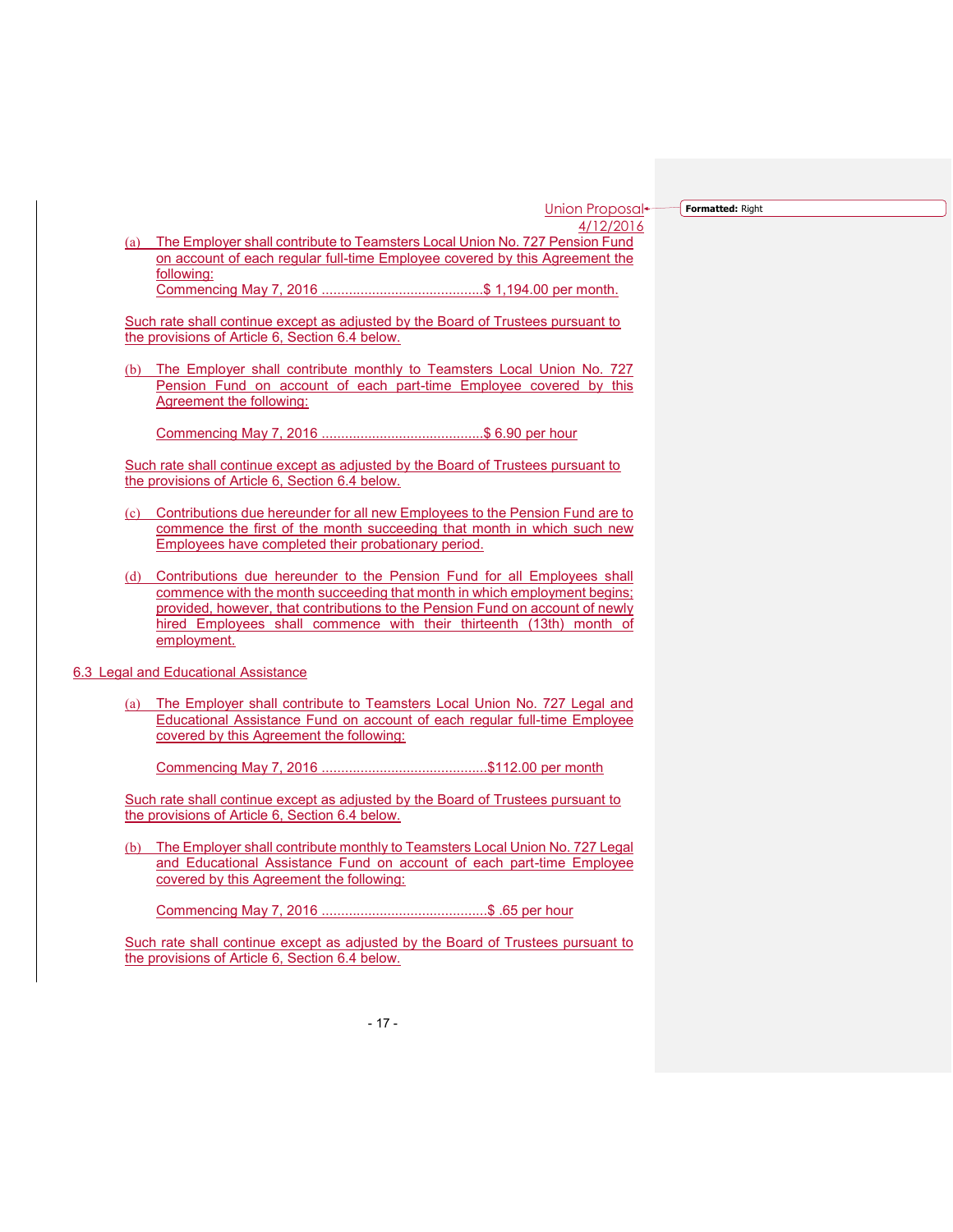Union Proposal
4/12/2016

(a) The Employer shall contribute to Teamsters Local Union No. 727 Pension Fund on account of each regular full-time Employee covered by this Agreement the following:
Commencing May 7, 2016 ..........................................$ 1,194.00 per month.

Such rate shall continue except as adjusted by the Board of Trustees pursuant to the provisions of Article 6, Section 6.4 below.

(b) The Employer shall contribute monthly to Teamsters Local Union No. 727 Pension Fund on account of each part-time Employee covered by this Agreement the following:

Commencing May 7, 2016 ..........................................$ 6.90 per hour

Such rate shall continue except as adjusted by the Board of Trustees pursuant to the provisions of Article 6, Section 6.4 below.

(c) Contributions due hereunder for all new Employees to the Pension Fund are to commence the first of the month succeeding that month in which such new Employees have completed their probationary period.

(d) Contributions due hereunder to the Pension Fund for all Employees shall commence with the month succeeding that month in which employment begins; provided, however, that contributions to the Pension Fund on account of newly hired Employees shall commence with their thirteenth (13th) month of employment.

## 6.3 Legal and Educational Assistance

(a) The Employer shall contribute to Teamsters Local Union No. 727 Legal and Educational Assistance Fund on account of each regular full-time Employee covered by this Agreement the following:

Commencing May 7, 2016 ..........................................$112.00 per month

Such rate shall continue except as adjusted by the Board of Trustees pursuant to the provisions of Article 6, Section 6.4 below.

(b) The Employer shall contribute monthly to Teamsters Local Union No. 727 Legal and Educational Assistance Fund on account of each part-time Employee covered by this Agreement the following:

Commencing May 7, 2016 ..........................................$ .65 per hour

Such rate shall continue except as adjusted by the Board of Trustees pursuant to the provisions of Article 6, Section 6.4 below.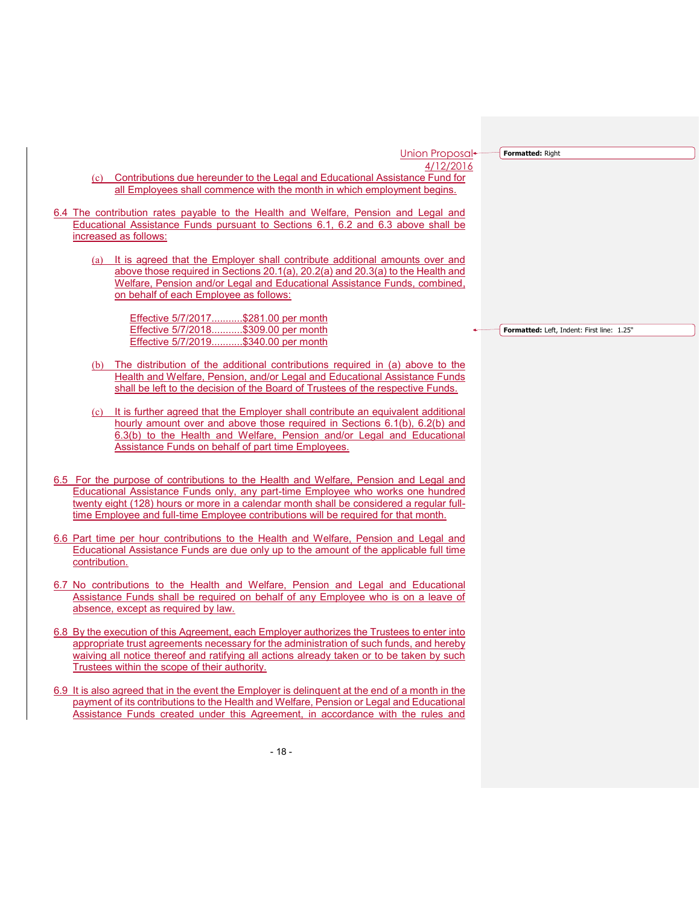Union Proposal
4/12/2016

(c) Contributions due hereunder to the Legal and Educational Assistance Fund for all Employees shall commence with the month in which employment begins.

6.4 The contribution rates payable to the Health and Welfare, Pension and Legal and Educational Assistance Funds pursuant to Sections 6.1, 6.2 and 6.3 above shall be increased as follows:

(a) It is agreed that the Employer shall contribute additional amounts over and above those required in Sections 20.1(a), 20.2(a) and 20.3(a) to the Health and Welfare, Pension and/or Legal and Educational Assistance Funds, combined, on behalf of each Employee as follows:

Effective 5/7/2017...........$281.00 per month
Effective 5/7/2018...........$309.00 per month
Effective 5/7/2019...........$340.00 per month

(b) The distribution of the additional contributions required in (a) above to the Health and Welfare, Pension, and/or Legal and Educational Assistance Funds shall be left to the decision of the Board of Trustees of the respective Funds.

(c) It is further agreed that the Employer shall contribute an equivalent additional hourly amount over and above those required in Sections 6.1(b), 6.2(b) and 6.3(b) to the Health and Welfare, Pension and/or Legal and Educational Assistance Funds on behalf of part time Employees.

6.5 For the purpose of contributions to the Health and Welfare, Pension and Legal and Educational Assistance Funds only, any part-time Employee who works one hundred twenty eight (128) hours or more in a calendar month shall be considered a regular full-time Employee and full-time Employee contributions will be required for that month.

6.6 Part time per hour contributions to the Health and Welfare, Pension and Legal and Educational Assistance Funds are due only up to the amount of the applicable full time contribution.

6.7 No contributions to the Health and Welfare, Pension and Legal and Educational Assistance Funds shall be required on behalf of any Employee who is on a leave of absence, except as required by law.

6.8 By the execution of this Agreement, each Employer authorizes the Trustees to enter into appropriate trust agreements necessary for the administration of such funds, and hereby waiving all notice thereof and ratifying all actions already taken or to be taken by such Trustees within the scope of their authority.

6.9 It is also agreed that in the event the Employer is delinquent at the end of a month in the payment of its contributions to the Health and Welfare, Pension or Legal and Educational Assistance Funds created under this Agreement, in accordance with the rules and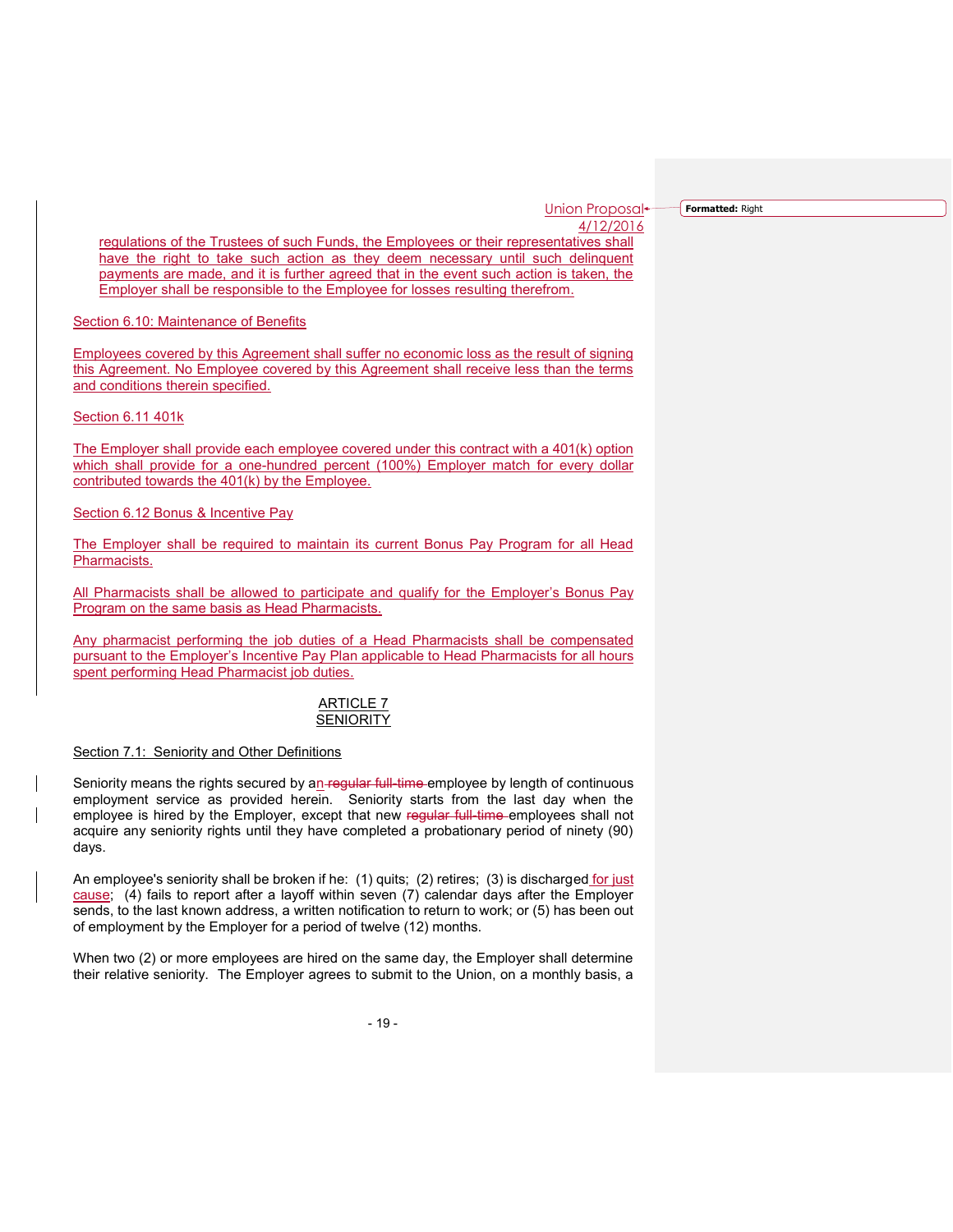regulations of the Trustees of such Funds, the Employees or their representatives shall have the right to take such action as they deem necessary until such delinquent payments are made, and it is further agreed that in the event such action is taken, the Employer shall be responsible to the Employee for losses resulting therefrom.

Section 6.10: Maintenance of Benefits

Employees covered by this Agreement shall suffer no economic loss as the result of signing this Agreement. No Employee covered by this Agreement shall receive less than the terms and conditions therein specified.

Section 6.11 401k

The Employer shall provide each employee covered under this contract with a 401(k) option which shall provide for a one-hundred percent (100%) Employer match for every dollar contributed towards the 401(k) by the Employee.

Section 6.12 Bonus & Incentive Pay

The Employer shall be required to maintain its current Bonus Pay Program for all Head Pharmacists.

All Pharmacists shall be allowed to participate and qualify for the Employer's Bonus Pay Program on the same basis as Head Pharmacists.

Any pharmacist performing the job duties of a Head Pharmacists shall be compensated pursuant to the Employer's Incentive Pay Plan applicable to Head Pharmacists for all hours spent performing Head Pharmacist job duties.

## ARTICLE 7
## SENIORITY

Section 7.1: Seniority and Other Definitions

Seniority means the rights secured by an ~~regular full-time~~ employee by length of continuous employment service as provided herein. Seniority starts from the last day when the employee is hired by the Employer, except that new ~~regular full-time~~ employees shall not acquire any seniority rights until they have completed a probationary period of ninety (90) days.

An employee's seniority shall be broken if he: (1) quits; (2) retires; (3) is discharged for just cause; (4) fails to report after a layoff within seven (7) calendar days after the Employer sends, to the last known address, a written notification to return to work; or (5) has been out of employment by the Employer for a period of twelve (12) months.

When two (2) or more employees are hired on the same day, the Employer shall determine their relative seniority. The Employer agrees to submit to the Union, on a monthly basis, a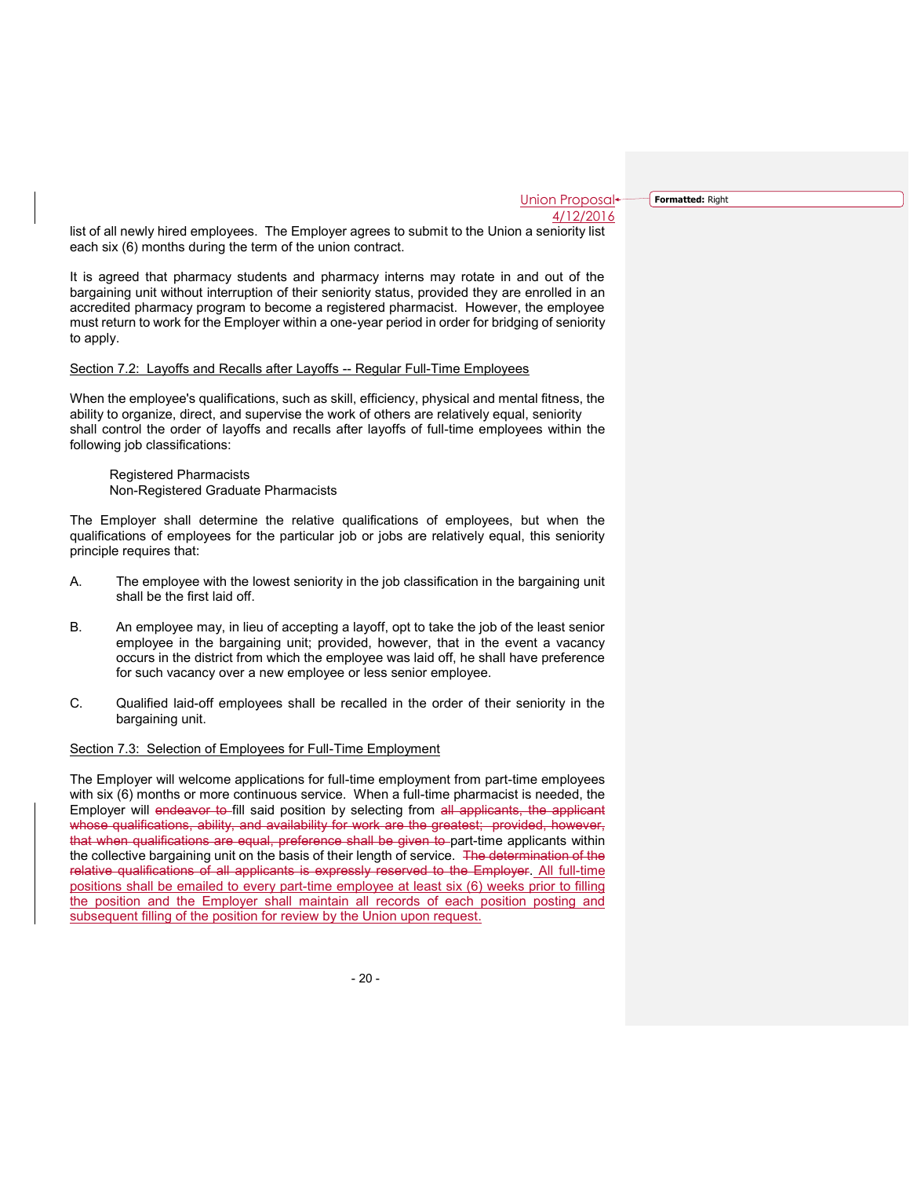list of all newly hired employees. The Employer agrees to submit to the Union a seniority list each six (6) months during the term of the union contract.

It is agreed that pharmacy students and pharmacy interns may rotate in and out of the bargaining unit without interruption of their seniority status, provided they are enrolled in an accredited pharmacy program to become a registered pharmacist. However, the employee must return to work for the Employer within a one-year period in order for bridging of seniority to apply.

Section 7.2: Layoffs and Recalls after Layoffs -- Regular Full-Time Employees

When the employee's qualifications, such as skill, efficiency, physical and mental fitness, the ability to organize, direct, and supervise the work of others are relatively equal, seniority shall control the order of layoffs and recalls after layoffs of full-time employees within the following job classifications:

Registered Pharmacists
Non-Registered Graduate Pharmacists

The Employer shall determine the relative qualifications of employees, but when the qualifications of employees for the particular job or jobs are relatively equal, this seniority principle requires that:

A. The employee with the lowest seniority in the job classification in the bargaining unit shall be the first laid off.

B. An employee may, in lieu of accepting a layoff, opt to take the job of the least senior employee in the bargaining unit; provided, however, that in the event a vacancy occurs in the district from which the employee was laid off, he shall have preference for such vacancy over a new employee or less senior employee.

C. Qualified laid-off employees shall be recalled in the order of their seniority in the bargaining unit.

Section 7.3: Selection of Employees for Full-Time Employment

The Employer will welcome applications for full-time employment from part-time employees with six (6) months or more continuous service. When a full-time pharmacist is needed, the Employer will ~~endeavor to~~ fill said position by selecting from ~~all applicants, the applicant whose qualifications, ability, and availability for work are the greatest; provided, however, that when qualifications are equal, preference shall be given to~~ part-time applicants within the collective bargaining unit on the basis of their length of service. ~~The determination of the relative qualifications of all applicants is expressly reserved to the Employer~~. All full-time positions shall be emailed to every part-time employee at least six (6) weeks prior to filling the position and the Employer shall maintain all records of each position posting and subsequent filling of the position for review by the Union upon request.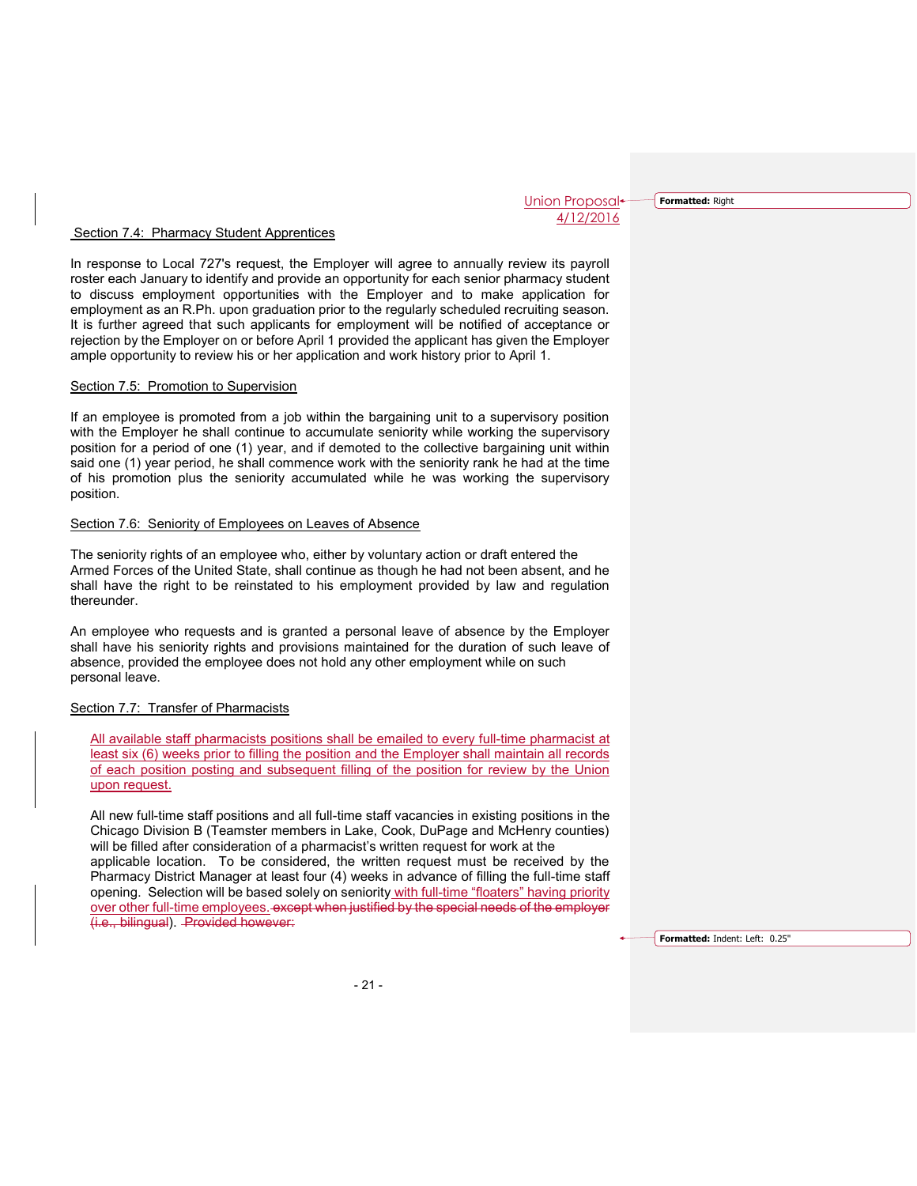Union Proposal
4/12/2016

## Section 7.4: Pharmacy Student Apprentices

In response to Local 727's request, the Employer will agree to annually review its payroll roster each January to identify and provide an opportunity for each senior pharmacy student to discuss employment opportunities with the Employer and to make application for employment as an R.Ph. upon graduation prior to the regularly scheduled recruiting season. It is further agreed that such applicants for employment will be notified of acceptance or rejection by the Employer on or before April 1 provided the applicant has given the Employer ample opportunity to review his or her application and work history prior to April 1.

## Section 7.5: Promotion to Supervision

If an employee is promoted from a job within the bargaining unit to a supervisory position with the Employer he shall continue to accumulate seniority while working the supervisory position for a period of one (1) year, and if demoted to the collective bargaining unit within said one (1) year period, he shall commence work with the seniority rank he had at the time of his promotion plus the seniority accumulated while he was working the supervisory position.

## Section 7.6: Seniority of Employees on Leaves of Absence

The seniority rights of an employee who, either by voluntary action or draft entered the Armed Forces of the United State, shall continue as though he had not been absent, and he shall have the right to be reinstated to his employment provided by law and regulation thereunder.

An employee who requests and is granted a personal leave of absence by the Employer shall have his seniority rights and provisions maintained for the duration of such leave of absence, provided the employee does not hold any other employment while on such personal leave.

## Section 7.7: Transfer of Pharmacists

All available staff pharmacists positions shall be emailed to every full-time pharmacist at least six (6) weeks prior to filling the position and the Employer shall maintain all records of each position posting and subsequent filling of the position for review by the Union upon request.

All new full-time staff positions and all full-time staff vacancies in existing positions in the Chicago Division B (Teamster members in Lake, Cook, DuPage and McHenry counties) will be filled after consideration of a pharmacist's written request for work at the applicable location. To be considered, the written request must be received by the Pharmacy District Manager at least four (4) weeks in advance of filling the full-time staff opening. Selection will be based solely on seniority with full-time "floaters" having priority over other full-time employees. ~~except when justified by the special needs of the employer (i.e., bilingual). Provided however:~~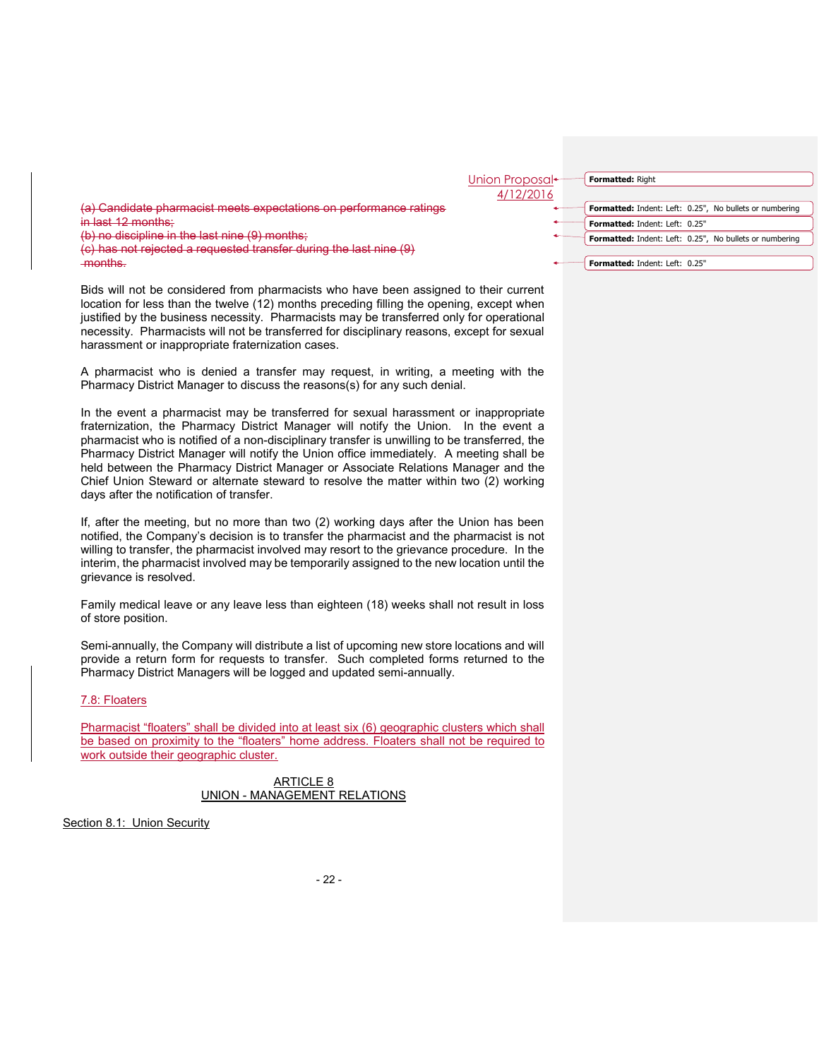Union Proposal
4/12/2016

~~(a) Candidate pharmacist meets expectations on performance ratings in last 12 months;~~
~~(b) no discipline in the last nine (9) months;~~
~~(c) has not rejected a requested transfer during the last nine (9) months.~~

Bids will not be considered from pharmacists who have been assigned to their current location for less than the twelve (12) months preceding filling the opening, except when justified by the business necessity. Pharmacists may be transferred only for operational necessity. Pharmacists will not be transferred for disciplinary reasons, except for sexual harassment or inappropriate fraternization cases.

A pharmacist who is denied a transfer may request, in writing, a meeting with the Pharmacy District Manager to discuss the reasons(s) for any such denial.

In the event a pharmacist may be transferred for sexual harassment or inappropriate fraternization, the Pharmacy District Manager will notify the Union. In the event a pharmacist who is notified of a non-disciplinary transfer is unwilling to be transferred, the Pharmacy District Manager will notify the Union office immediately. A meeting shall be held between the Pharmacy District Manager or Associate Relations Manager and the Chief Union Steward or alternate steward to resolve the matter within two (2) working days after the notification of transfer.

If, after the meeting, but no more than two (2) working days after the Union has been notified, the Company's decision is to transfer the pharmacist and the pharmacist is not willing to transfer, the pharmacist involved may resort to the grievance procedure. In the interim, the pharmacist involved may be temporarily assigned to the new location until the grievance is resolved.

Family medical leave or any leave less than eighteen (18) weeks shall not result in loss of store position.

Semi-annually, the Company will distribute a list of upcoming new store locations and will provide a return form for requests to transfer. Such completed forms returned to the Pharmacy District Managers will be logged and updated semi-annually.

7.8: Floaters

Pharmacist "floaters" shall be divided into at least six (6) geographic clusters which shall be based on proximity to the "floaters" home address. Floaters shall not be required to work outside their geographic cluster.

## ARTICLE 8
## UNION - MANAGEMENT RELATIONS

Section 8.1: Union Security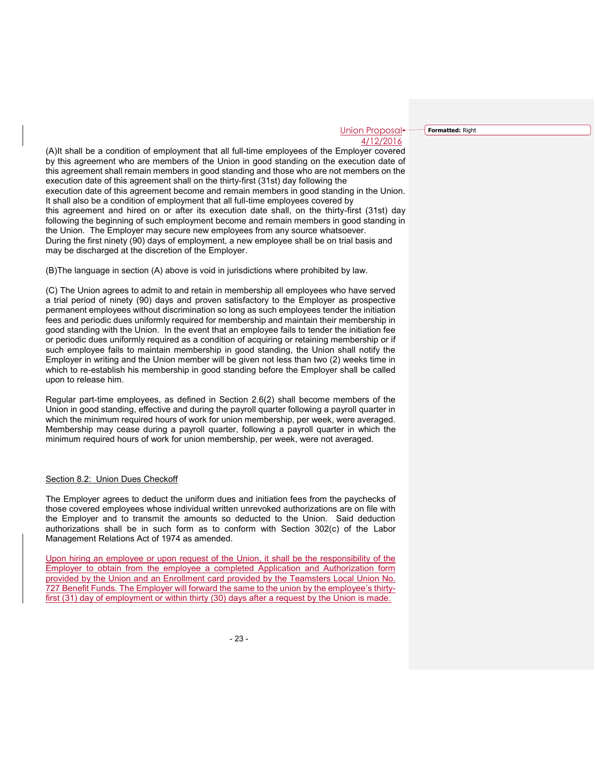Union Proposal
4/12/2016

(A)It shall be a condition of employment that all full-time employees of the Employer covered by this agreement who are members of the Union in good standing on the execution date of this agreement shall remain members in good standing and those who are not members on the execution date of this agreement shall on the thirty-first (31st) day following the execution date of this agreement become and remain members in good standing in the Union. It shall also be a condition of employment that all full-time employees covered by this agreement and hired on or after its execution date shall, on the thirty-first (31st) day following the beginning of such employment become and remain members in good standing in the Union. The Employer may secure new employees from any source whatsoever. During the first ninety (90) days of employment, a new employee shall be on trial basis and may be discharged at the discretion of the Employer.

(B)The language in section (A) above is void in jurisdictions where prohibited by law.

(C) The Union agrees to admit to and retain in membership all employees who have served a trial period of ninety (90) days and proven satisfactory to the Employer as prospective permanent employees without discrimination so long as such employees tender the initiation fees and periodic dues uniformly required for membership and maintain their membership in good standing with the Union. In the event that an employee fails to tender the initiation fee or periodic dues uniformly required as a condition of acquiring or retaining membership or if such employee fails to maintain membership in good standing, the Union shall notify the Employer in writing and the Union member will be given not less than two (2) weeks time in which to re-establish his membership in good standing before the Employer shall be called upon to release him.

Regular part-time employees, as defined in Section 2.6(2) shall become members of the Union in good standing, effective and during the payroll quarter following a payroll quarter in which the minimum required hours of work for union membership, per week, were averaged. Membership may cease during a payroll quarter, following a payroll quarter in which the minimum required hours of work for union membership, per week, were not averaged.

Section 8.2: Union Dues Checkoff

The Employer agrees to deduct the uniform dues and initiation fees from the paychecks of those covered employees whose individual written unrevoked authorizations are on file with the Employer and to transmit the amounts so deducted to the Union. Said deduction authorizations shall be in such form as to conform with Section 302(c) of the Labor Management Relations Act of 1974 as amended.

Upon hiring an employee or upon request of the Union, it shall be the responsibility of the Employer to obtain from the employee a completed Application and Authorization form provided by the Union and an Enrollment card provided by the Teamsters Local Union No. 727 Benefit Funds. The Employer will forward the same to the union by the employee's thirty-first (31) day of employment or within thirty (30) days after a request by the Union is made.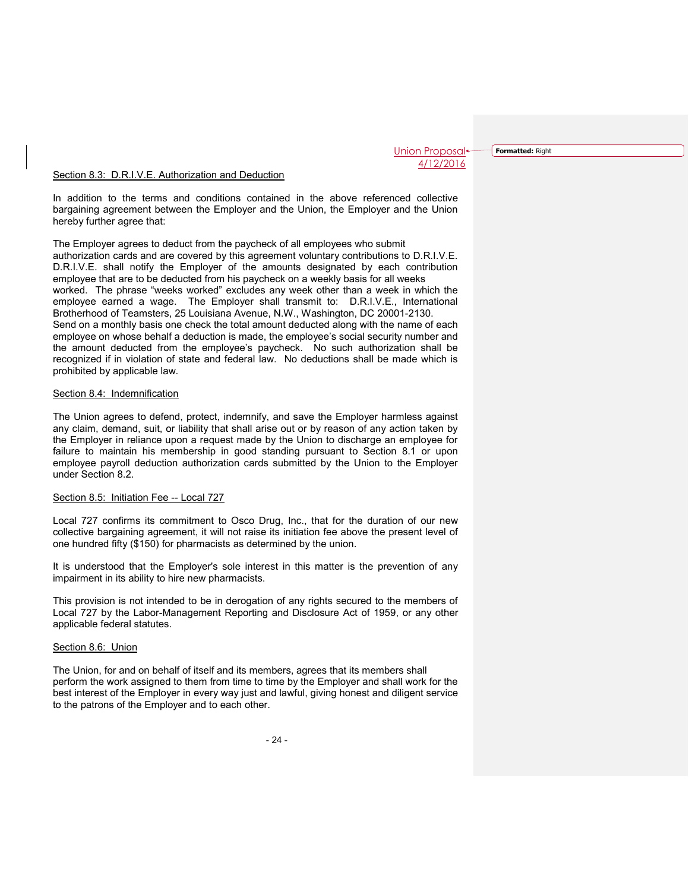Union Proposal
4/12/2016

## Section 8.3: D.R.I.V.E. Authorization and Deduction

In addition to the terms and conditions contained in the above referenced collective bargaining agreement between the Employer and the Union, the Employer and the Union hereby further agree that:

The Employer agrees to deduct from the paycheck of all employees who submit authorization cards and are covered by this agreement voluntary contributions to D.R.I.V.E. D.R.I.V.E. shall notify the Employer of the amounts designated by each contribution employee that are to be deducted from his paycheck on a weekly basis for all weeks worked. The phrase "weeks worked" excludes any week other than a week in which the employee earned a wage. The Employer shall transmit to: D.R.I.V.E., International Brotherhood of Teamsters, 25 Louisiana Avenue, N.W., Washington, DC 20001-2130. Send on a monthly basis one check the total amount deducted along with the name of each employee on whose behalf a deduction is made, the employee's social security number and the amount deducted from the employee's paycheck. No such authorization shall be recognized if in violation of state and federal law. No deductions shall be made which is prohibited by applicable law.

## Section 8.4: Indemnification

The Union agrees to defend, protect, indemnify, and save the Employer harmless against any claim, demand, suit, or liability that shall arise out or by reason of any action taken by the Employer in reliance upon a request made by the Union to discharge an employee for failure to maintain his membership in good standing pursuant to Section 8.1 or upon employee payroll deduction authorization cards submitted by the Union to the Employer under Section 8.2.

## Section 8.5: Initiation Fee -- Local 727

Local 727 confirms its commitment to Osco Drug, Inc., that for the duration of our new collective bargaining agreement, it will not raise its initiation fee above the present level of one hundred fifty ($150) for pharmacists as determined by the union.

It is understood that the Employer's sole interest in this matter is the prevention of any impairment in its ability to hire new pharmacists.

This provision is not intended to be in derogation of any rights secured to the members of Local 727 by the Labor-Management Reporting and Disclosure Act of 1959, or any other applicable federal statutes.

## Section 8.6: Union

The Union, for and on behalf of itself and its members, agrees that its members shall perform the work assigned to them from time to time by the Employer and shall work for the best interest of the Employer in every way just and lawful, giving honest and diligent service to the patrons of the Employer and to each other.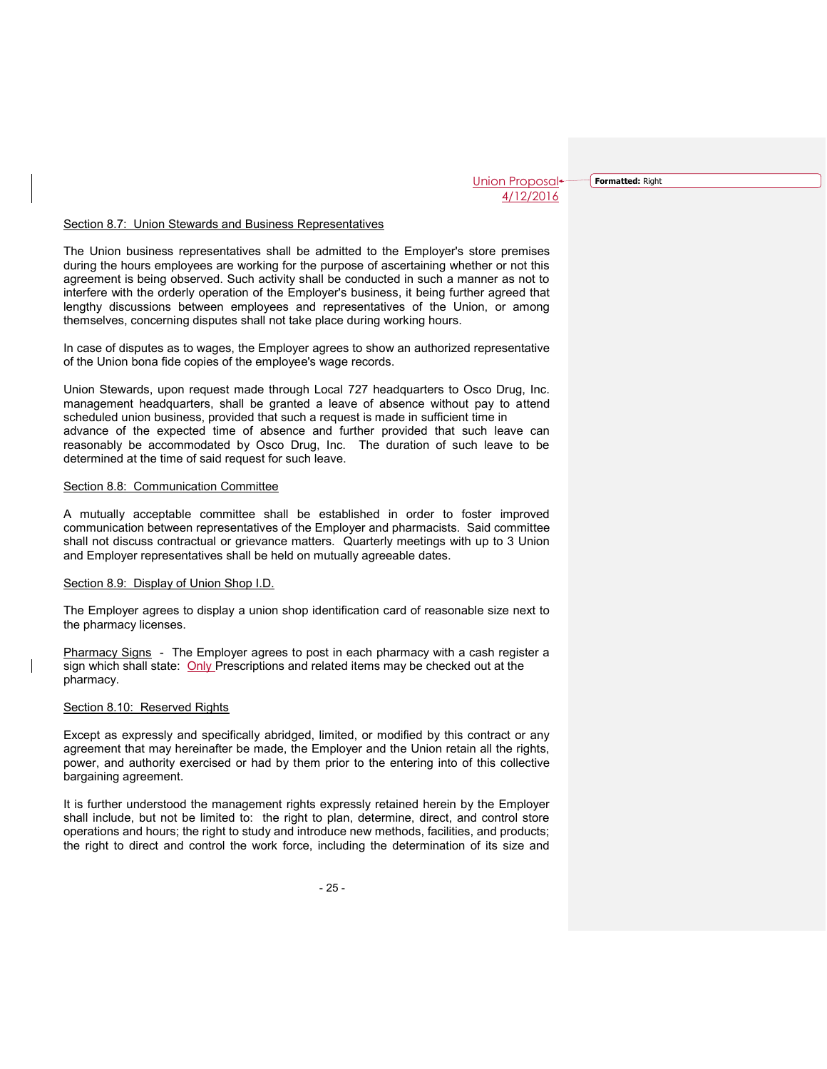Union Proposal
4/12/2016

Section 8.7: Union Stewards and Business Representatives

The Union business representatives shall be admitted to the Employer's store premises during the hours employees are working for the purpose of ascertaining whether or not this agreement is being observed. Such activity shall be conducted in such a manner as not to interfere with the orderly operation of the Employer's business, it being further agreed that lengthy discussions between employees and representatives of the Union, or among themselves, concerning disputes shall not take place during working hours.

In case of disputes as to wages, the Employer agrees to show an authorized representative of the Union bona fide copies of the employee's wage records.

Union Stewards, upon request made through Local 727 headquarters to Osco Drug, Inc. management headquarters, shall be granted a leave of absence without pay to attend scheduled union business, provided that such a request is made in sufficient time in advance of the expected time of absence and further provided that such leave can reasonably be accommodated by Osco Drug, Inc. The duration of such leave to be determined at the time of said request for such leave.

Section 8.8: Communication Committee

A mutually acceptable committee shall be established in order to foster improved communication between representatives of the Employer and pharmacists. Said committee shall not discuss contractual or grievance matters. Quarterly meetings with up to 3 Union and Employer representatives shall be held on mutually agreeable dates.

Section 8.9: Display of Union Shop I.D.

The Employer agrees to display a union shop identification card of reasonable size next to the pharmacy licenses.

Pharmacy Signs - The Employer agrees to post in each pharmacy with a cash register a sign which shall state: Only Prescriptions and related items may be checked out at the pharmacy.

Section 8.10: Reserved Rights

Except as expressly and specifically abridged, limited, or modified by this contract or any agreement that may hereinafter be made, the Employer and the Union retain all the rights, power, and authority exercised or had by them prior to the entering into of this collective bargaining agreement.

It is further understood the management rights expressly retained herein by the Employer shall include, but not be limited to: the right to plan, determine, direct, and control store operations and hours; the right to study and introduce new methods, facilities, and products; the right to direct and control the work force, including the determination of its size and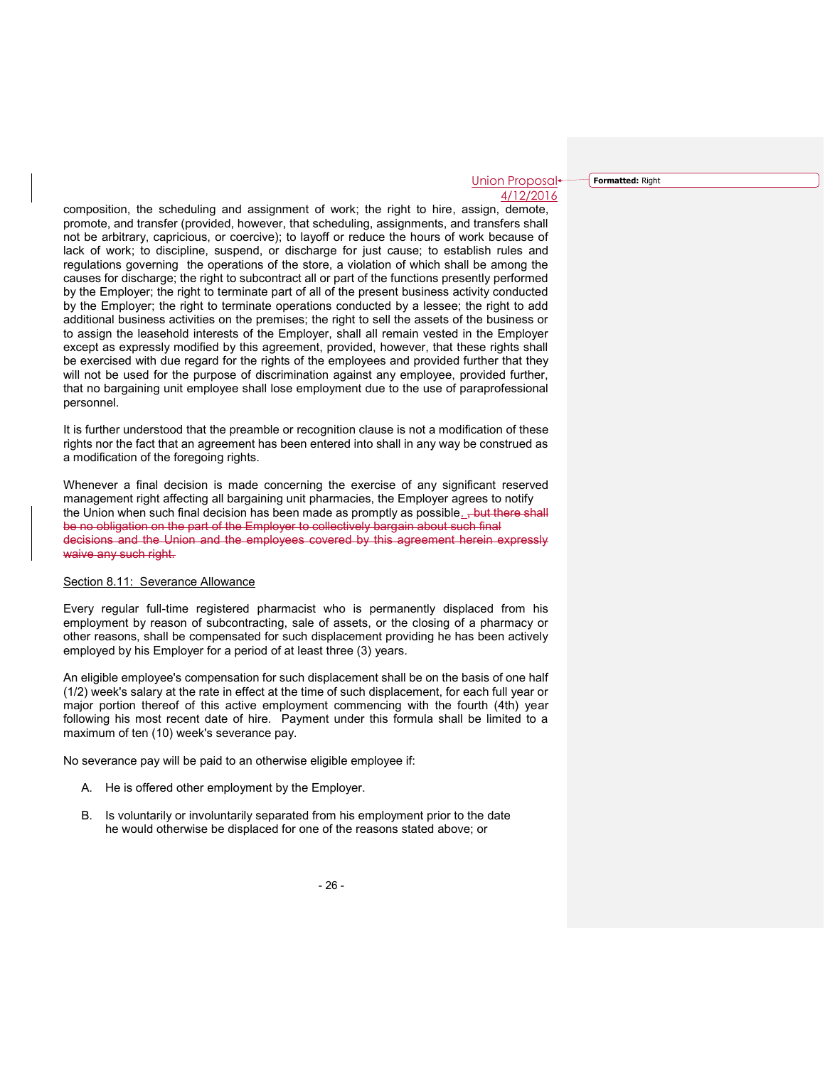Union Proposal
4/12/2016

composition, the scheduling and assignment of work; the right to hire, assign, demote, promote, and transfer (provided, however, that scheduling, assignments, and transfers shall not be arbitrary, capricious, or coercive); to layoff or reduce the hours of work because of lack of work; to discipline, suspend, or discharge for just cause; to establish rules and regulations governing the operations of the store, a violation of which shall be among the causes for discharge; the right to subcontract all or part of the functions presently performed by the Employer; the right to terminate part of all of the present business activity conducted by the Employer; the right to terminate operations conducted by a lessee; the right to add additional business activities on the premises; the right to sell the assets of the business or to assign the leasehold interests of the Employer, shall all remain vested in the Employer except as expressly modified by this agreement, provided, however, that these rights shall be exercised with due regard for the rights of the employees and provided further that they will not be used for the purpose of discrimination against any employee, provided further, that no bargaining unit employee shall lose employment due to the use of paraprofessional personnel.

It is further understood that the preamble or recognition clause is not a modification of these rights nor the fact that an agreement has been entered into shall in any way be construed as a modification of the foregoing rights.

Whenever a final decision is made concerning the exercise of any significant reserved management right affecting all bargaining unit pharmacies, the Employer agrees to notify the Union when such final decision has been made as promptly as possible. ~~, but there shall be no obligation on the part of the Employer to collectively bargain about such final decisions and the Union and the employees covered by this agreement herein expressly waive any such right.~~

Section 8.11: Severance Allowance

Every regular full-time registered pharmacist who is permanently displaced from his employment by reason of subcontracting, sale of assets, or the closing of a pharmacy or other reasons, shall be compensated for such displacement providing he has been actively employed by his Employer for a period of at least three (3) years.

An eligible employee's compensation for such displacement shall be on the basis of one half (1/2) week's salary at the rate in effect at the time of such displacement, for each full year or major portion thereof of this active employment commencing with the fourth (4th) year following his most recent date of hire. Payment under this formula shall be limited to a maximum of ten (10) week's severance pay.

No severance pay will be paid to an otherwise eligible employee if:

A. He is offered other employment by the Employer.

B. Is voluntarily or involuntarily separated from his employment prior to the date he would otherwise be displaced for one of the reasons stated above; or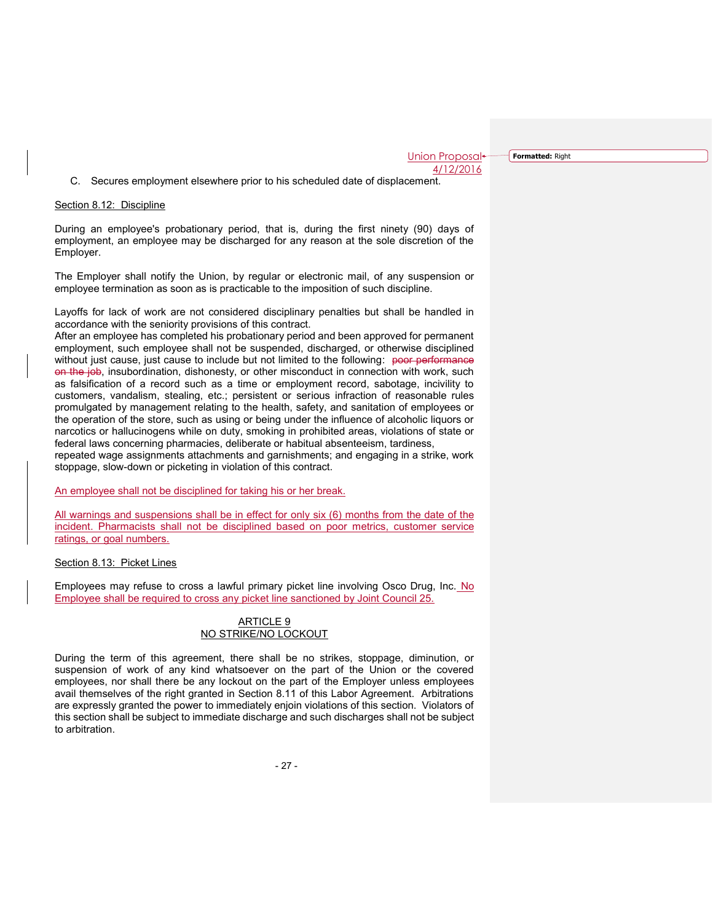C. Secures employment elsewhere prior to his scheduled date of displacement.

Section 8.12: Discipline

During an employee's probationary period, that is, during the first ninety (90) days of employment, an employee may be discharged for any reason at the sole discretion of the Employer.

The Employer shall notify the Union, by regular or electronic mail, of any suspension or employee termination as soon as is practicable to the imposition of such discipline.

Layoffs for lack of work are not considered disciplinary penalties but shall be handled in accordance with the seniority provisions of this contract.
After an employee has completed his probationary period and been approved for permanent employment, such employee shall not be suspended, discharged, or otherwise disciplined without just cause, just cause to include but not limited to the following: ~~poor performance on the job~~, insubordination, dishonesty, or other misconduct in connection with work, such as falsification of a record such as a time or employment record, sabotage, incivility to customers, vandalism, stealing, etc.; persistent or serious infraction of reasonable rules promulgated by management relating to the health, safety, and sanitation of employees or the operation of the store, such as using or being under the influence of alcoholic liquors or narcotics or hallucinogens while on duty, smoking in prohibited areas, violations of state or federal laws concerning pharmacies, deliberate or habitual absenteeism, tardiness, repeated wage assignments attachments and garnishments; and engaging in a strike, work stoppage, slow-down or picketing in violation of this contract.

An employee shall not be disciplined for taking his or her break.

All warnings and suspensions shall be in effect for only six (6) months from the date of the incident. Pharmacists shall not be disciplined based on poor metrics, customer service ratings, or goal numbers.

Section 8.13: Picket Lines

Employees may refuse to cross a lawful primary picket line involving Osco Drug, Inc. No Employee shall be required to cross any picket line sanctioned by Joint Council 25.

## ARTICLE 9
## NO STRIKE/NO LOCKOUT

During the term of this agreement, there shall be no strikes, stoppage, diminution, or suspension of work of any kind whatsoever on the part of the Union or the covered employees, nor shall there be any lockout on the part of the Employer unless employees avail themselves of the right granted in Section 8.11 of this Labor Agreement. Arbitrations are expressly granted the power to immediately enjoin violations of this section. Violators of this section shall be subject to immediate discharge and such discharges shall not be subject to arbitration.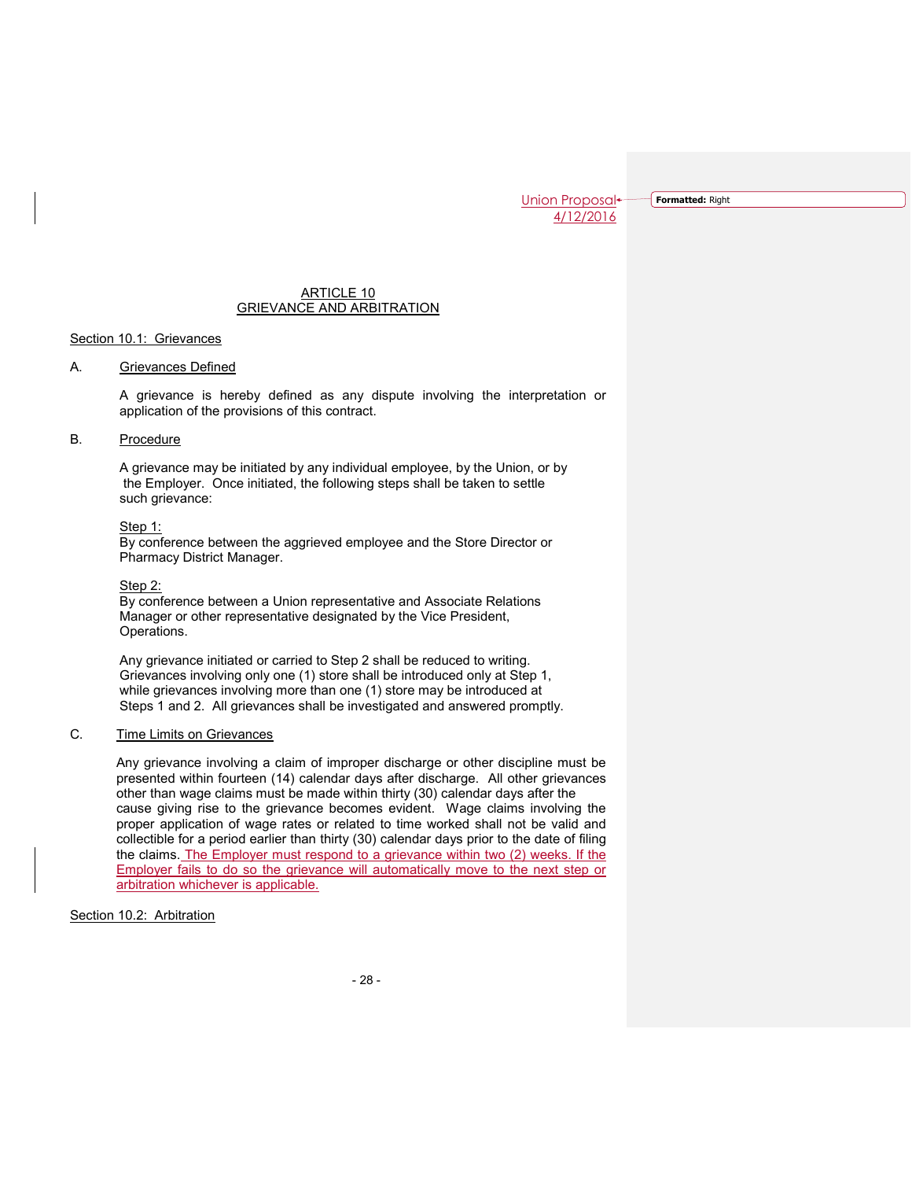Union Proposal
4/12/2016

# ARTICLE 10
# GRIEVANCE AND ARBITRATION

## Section 10.1: Grievances

A. Grievances Defined

A grievance is hereby defined as any dispute involving the interpretation or application of the provisions of this contract.

B. Procedure

A grievance may be initiated by any individual employee, by the Union, or by the Employer. Once initiated, the following steps shall be taken to settle such grievance:

Step 1:
By conference between the aggrieved employee and the Store Director or Pharmacy District Manager.

Step 2:
By conference between a Union representative and Associate Relations Manager or other representative designated by the Vice President, Operations.

Any grievance initiated or carried to Step 2 shall be reduced to writing. Grievances involving only one (1) store shall be introduced only at Step 1, while grievances involving more than one (1) store may be introduced at Steps 1 and 2. All grievances shall be investigated and answered promptly.

C. Time Limits on Grievances

Any grievance involving a claim of improper discharge or other discipline must be presented within fourteen (14) calendar days after discharge. All other grievances other than wage claims must be made within thirty (30) calendar days after the cause giving rise to the grievance becomes evident. Wage claims involving the proper application of wage rates or related to time worked shall not be valid and collectible for a period earlier than thirty (30) calendar days prior to the date of filing the claims. The Employer must respond to a grievance within two (2) weeks. If the Employer fails to do so the grievance will automatically move to the next step or arbitration whichever is applicable.

## Section 10.2: Arbitration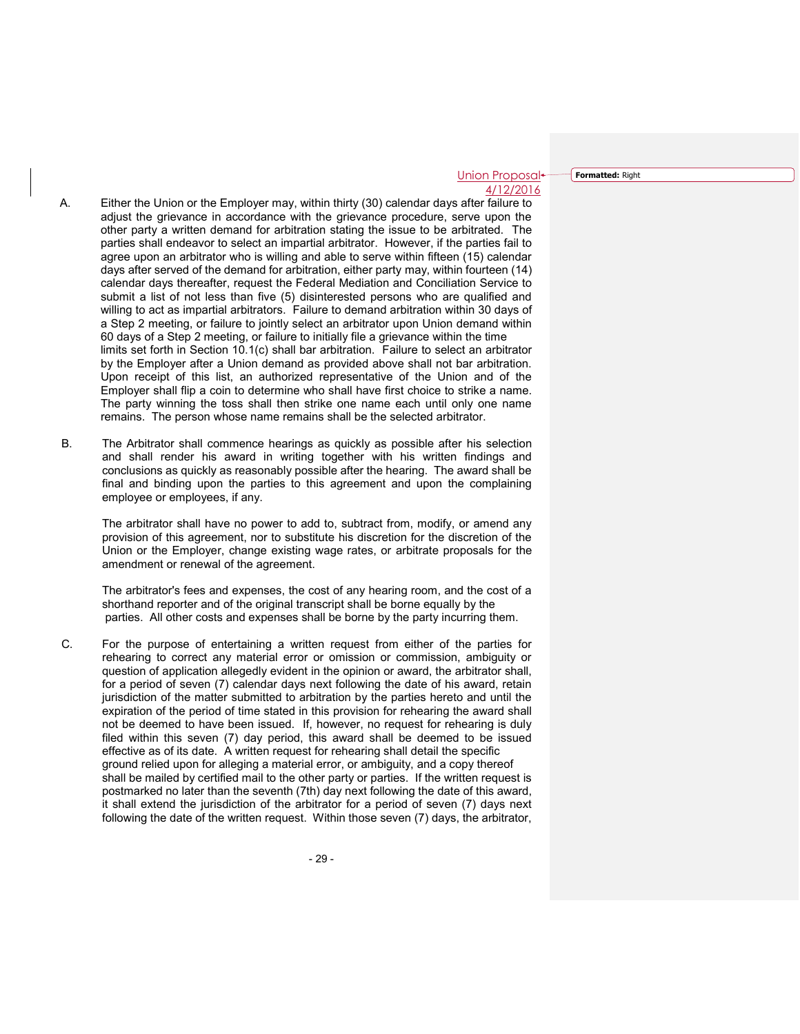Union Proposal
4/12/2016

A. Either the Union or the Employer may, within thirty (30) calendar days after failure to adjust the grievance in accordance with the grievance procedure, serve upon the other party a written demand for arbitration stating the issue to be arbitrated. The parties shall endeavor to select an impartial arbitrator. However, if the parties fail to agree upon an arbitrator who is willing and able to serve within fifteen (15) calendar days after served of the demand for arbitration, either party may, within fourteen (14) calendar days thereafter, request the Federal Mediation and Conciliation Service to submit a list of not less than five (5) disinterested persons who are qualified and willing to act as impartial arbitrators. Failure to demand arbitration within 30 days of a Step 2 meeting, or failure to jointly select an arbitrator upon Union demand within 60 days of a Step 2 meeting, or failure to initially file a grievance within the time limits set forth in Section 10.1(c) shall bar arbitration. Failure to select an arbitrator by the Employer after a Union demand as provided above shall not bar arbitration. Upon receipt of this list, an authorized representative of the Union and of the Employer shall flip a coin to determine who shall have first choice to strike a name. The party winning the toss shall then strike one name each until only one name remains. The person whose name remains shall be the selected arbitrator.

B. The Arbitrator shall commence hearings as quickly as possible after his selection and shall render his award in writing together with his written findings and conclusions as quickly as reasonably possible after the hearing. The award shall be final and binding upon the parties to this agreement and upon the complaining employee or employees, if any.

The arbitrator shall have no power to add to, subtract from, modify, or amend any provision of this agreement, nor to substitute his discretion for the discretion of the Union or the Employer, change existing wage rates, or arbitrate proposals for the amendment or renewal of the agreement.

The arbitrator's fees and expenses, the cost of any hearing room, and the cost of a shorthand reporter and of the original transcript shall be borne equally by the parties. All other costs and expenses shall be borne by the party incurring them.

C. For the purpose of entertaining a written request from either of the parties for rehearing to correct any material error or omission or commission, ambiguity or question of application allegedly evident in the opinion or award, the arbitrator shall, for a period of seven (7) calendar days next following the date of his award, retain jurisdiction of the matter submitted to arbitration by the parties hereto and until the expiration of the period of time stated in this provision for rehearing the award shall not be deemed to have been issued. If, however, no request for rehearing is duly filed within this seven (7) day period, this award shall be deemed to be issued effective as of its date. A written request for rehearing shall detail the specific ground relied upon for alleging a material error, or ambiguity, and a copy thereof shall be mailed by certified mail to the other party or parties. If the written request is postmarked no later than the seventh (7th) day next following the date of this award, it shall extend the jurisdiction of the arbitrator for a period of seven (7) days next following the date of the written request. Within those seven (7) days, the arbitrator,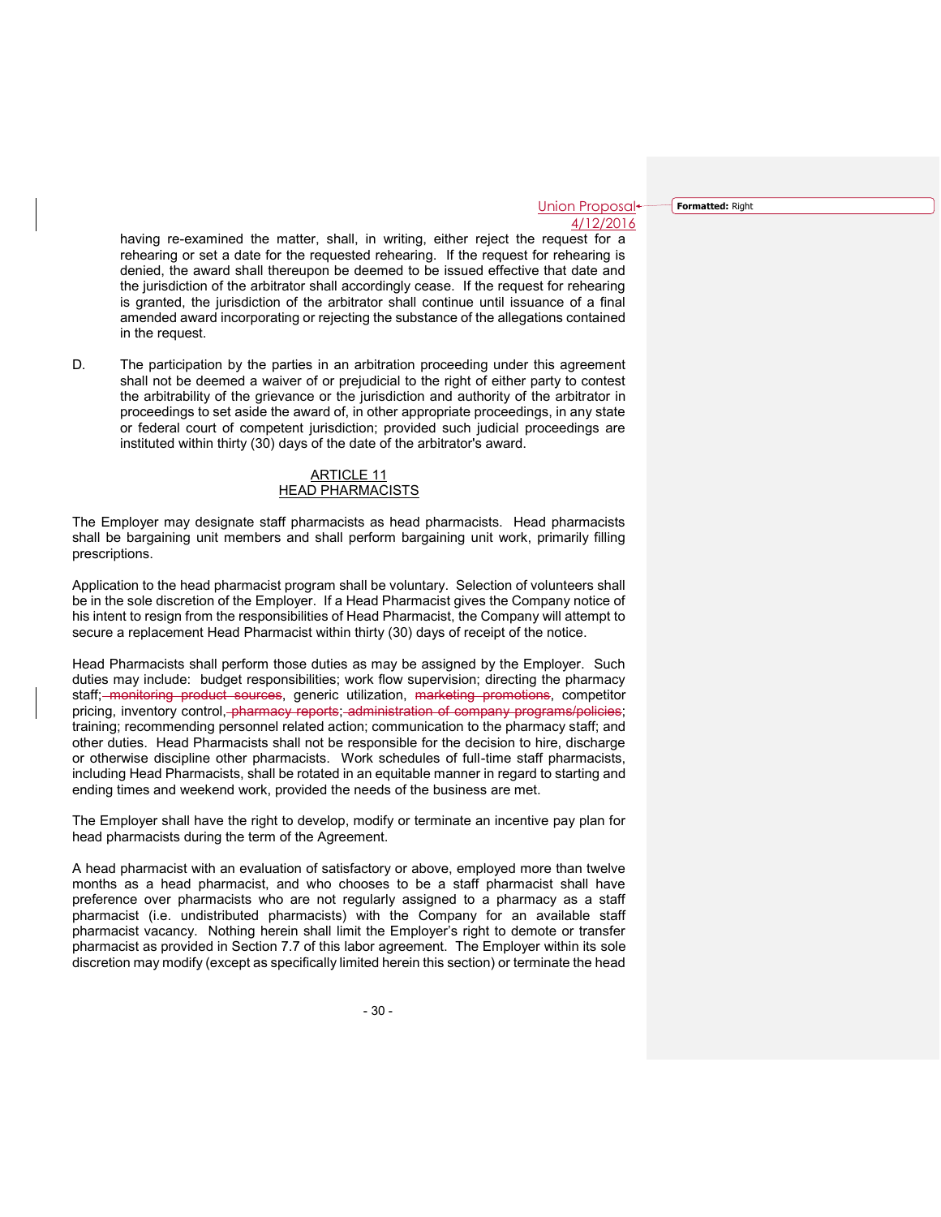Union Proposal
4/12/2016

having re-examined the matter, shall, in writing, either reject the request for a rehearing or set a date for the requested rehearing. If the request for rehearing is denied, the award shall thereupon be deemed to be issued effective that date and the jurisdiction of the arbitrator shall accordingly cease. If the request for rehearing is granted, the jurisdiction of the arbitrator shall continue until issuance of a final amended award incorporating or rejecting the substance of the allegations contained in the request.

D. The participation by the parties in an arbitration proceeding under this agreement shall not be deemed a waiver of or prejudicial to the right of either party to contest the arbitrability of the grievance or the jurisdiction and authority of the arbitrator in proceedings to set aside the award of, in other appropriate proceedings, in any state or federal court of competent jurisdiction; provided such judicial proceedings are instituted within thirty (30) days of the date of the arbitrator's award.

## ARTICLE 11
## HEAD PHARMACISTS

The Employer may designate staff pharmacists as head pharmacists. Head pharmacists shall be bargaining unit members and shall perform bargaining unit work, primarily filling prescriptions.

Application to the head pharmacist program shall be voluntary. Selection of volunteers shall be in the sole discretion of the Employer. If a Head Pharmacist gives the Company notice of his intent to resign from the responsibilities of Head Pharmacist, the Company will attempt to secure a replacement Head Pharmacist within thirty (30) days of receipt of the notice.

Head Pharmacists shall perform those duties as may be assigned by the Employer. Such duties may include: budget responsibilities; work flow supervision; directing the pharmacy staff; ~~monitoring product sources~~, generic utilization, ~~marketing promotions~~, competitor pricing, inventory control, ~~pharmacy reports; administration of company programs/policies~~; training; recommending personnel related action; communication to the pharmacy staff; and other duties. Head Pharmacists shall not be responsible for the decision to hire, discharge or otherwise discipline other pharmacists. Work schedules of full-time staff pharmacists, including Head Pharmacists, shall be rotated in an equitable manner in regard to starting and ending times and weekend work, provided the needs of the business are met.

The Employer shall have the right to develop, modify or terminate an incentive pay plan for head pharmacists during the term of the Agreement.

A head pharmacist with an evaluation of satisfactory or above, employed more than twelve months as a head pharmacist, and who chooses to be a staff pharmacist shall have preference over pharmacists who are not regularly assigned to a pharmacy as a staff pharmacist (i.e. undistributed pharmacists) with the Company for an available staff pharmacist vacancy. Nothing herein shall limit the Employer's right to demote or transfer pharmacist as provided in Section 7.7 of this labor agreement. The Employer within its sole discretion may modify (except as specifically limited herein this section) or terminate the head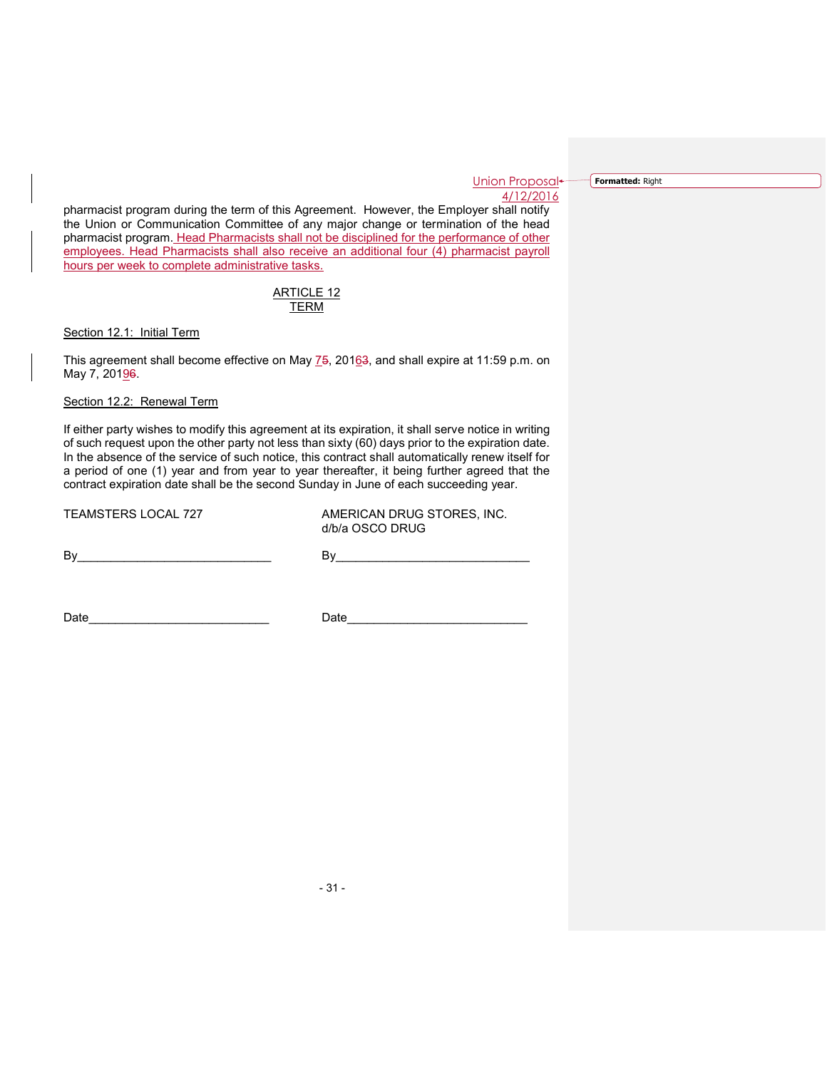Union Proposal
4/12/2016

pharmacist program during the term of this Agreement. However, the Employer shall notify the Union or Communication Committee of any major change or termination of the head pharmacist program. Head Pharmacists shall not be disciplined for the performance of other employees. Head Pharmacists shall also receive an additional four (4) pharmacist payroll hours per week to complete administrative tasks.

## ARTICLE 12
## TERM

Section 12.1: Initial Term

This agreement shall become effective on May 75, 20163, and shall expire at 11:59 p.m. on May 7, 20196.

Section 12.2: Renewal Term

If either party wishes to modify this agreement at its expiration, it shall serve notice in writing of such request upon the other party not less than sixty (60) days prior to the expiration date. In the absence of the service of such notice, this contract shall automatically renew itself for a period of one (1) year and from year to year thereafter, it being further agreed that the contract expiration date shall be the second Sunday in June of each succeeding year.

| TEAMSTERS LOCAL 727 | AMERICAN DRUG STORES, INC. d/b/a OSCO DRUG |
|---|---|
| By______________________________ | By______________________________ |
| Date____________________________ | Date____________________________ |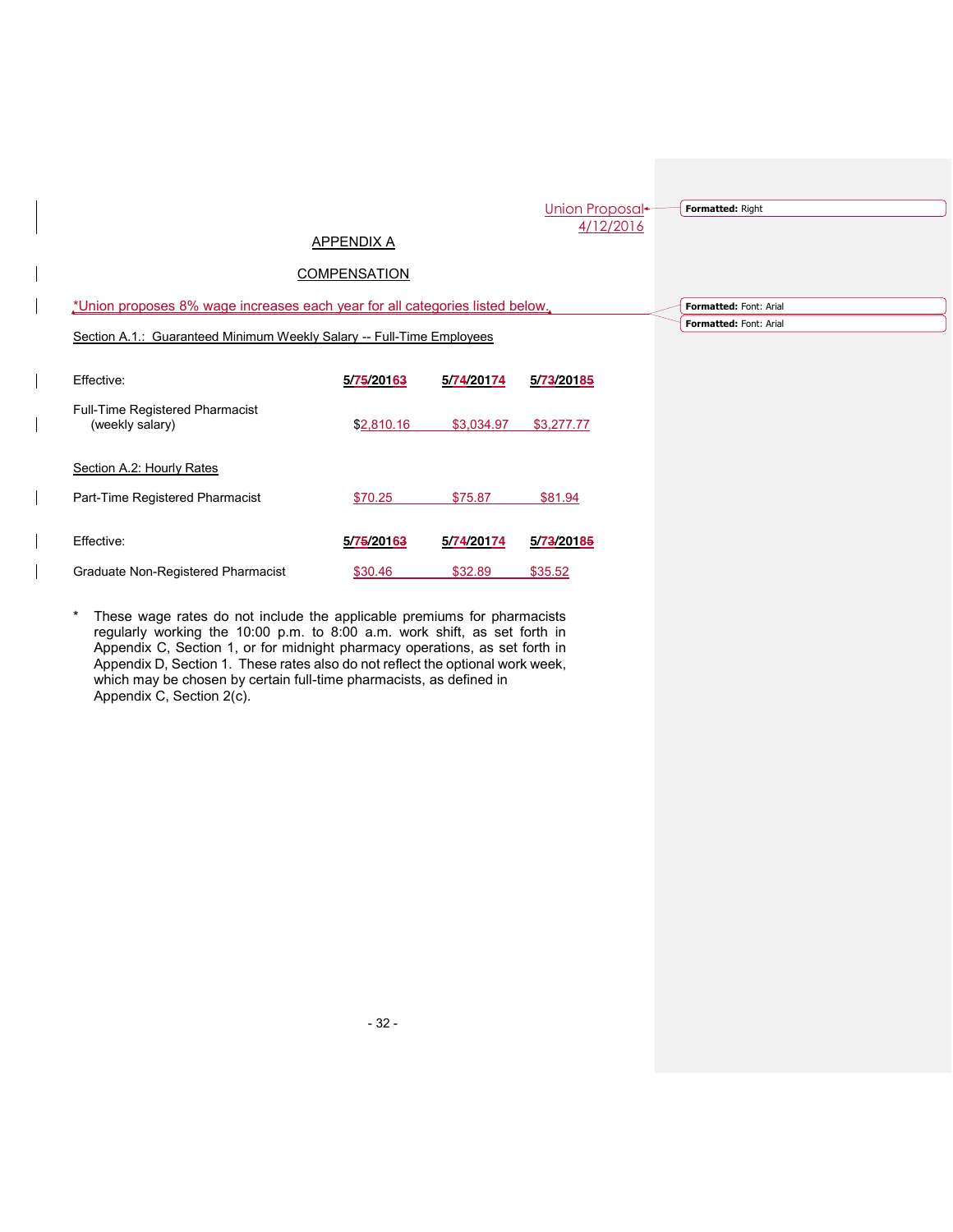Union Proposal
4/12/2016

# APPENDIX A

## COMPENSATION

*Union proposes 8% wage increases each year for all categories listed below.

Section A.1.: Guaranteed Minimum Weekly Salary -- Full-Time Employees

| Effective: | 5/75/20163 | 5/74/20174 | 5/73/20185 |
|---|---|---|---|
| Full-Time Registered Pharmacist (weekly salary) | $2,810.16 | $3,034.97 | $3,277.77 |

Section A.2: Hourly Rates

| | | | |
|---|---|---|---|
| Part-Time Registered Pharmacist | $70.25 | $75.87 | $81.94 |
| Effective: | 5/75/20163 | 5/74/20174 | 5/73/20185 |
| Graduate Non-Registered Pharmacist | $30.46 | $32.89 | $35.52 |

* These wage rates do not include the applicable premiums for pharmacists regularly working the 10:00 p.m. to 8:00 a.m. work shift, as set forth in Appendix C, Section 1, or for midnight pharmacy operations, as set forth in Appendix D, Section 1. These rates also do not reflect the optional work week, which may be chosen by certain full-time pharmacists, as defined in Appendix C, Section 2(c).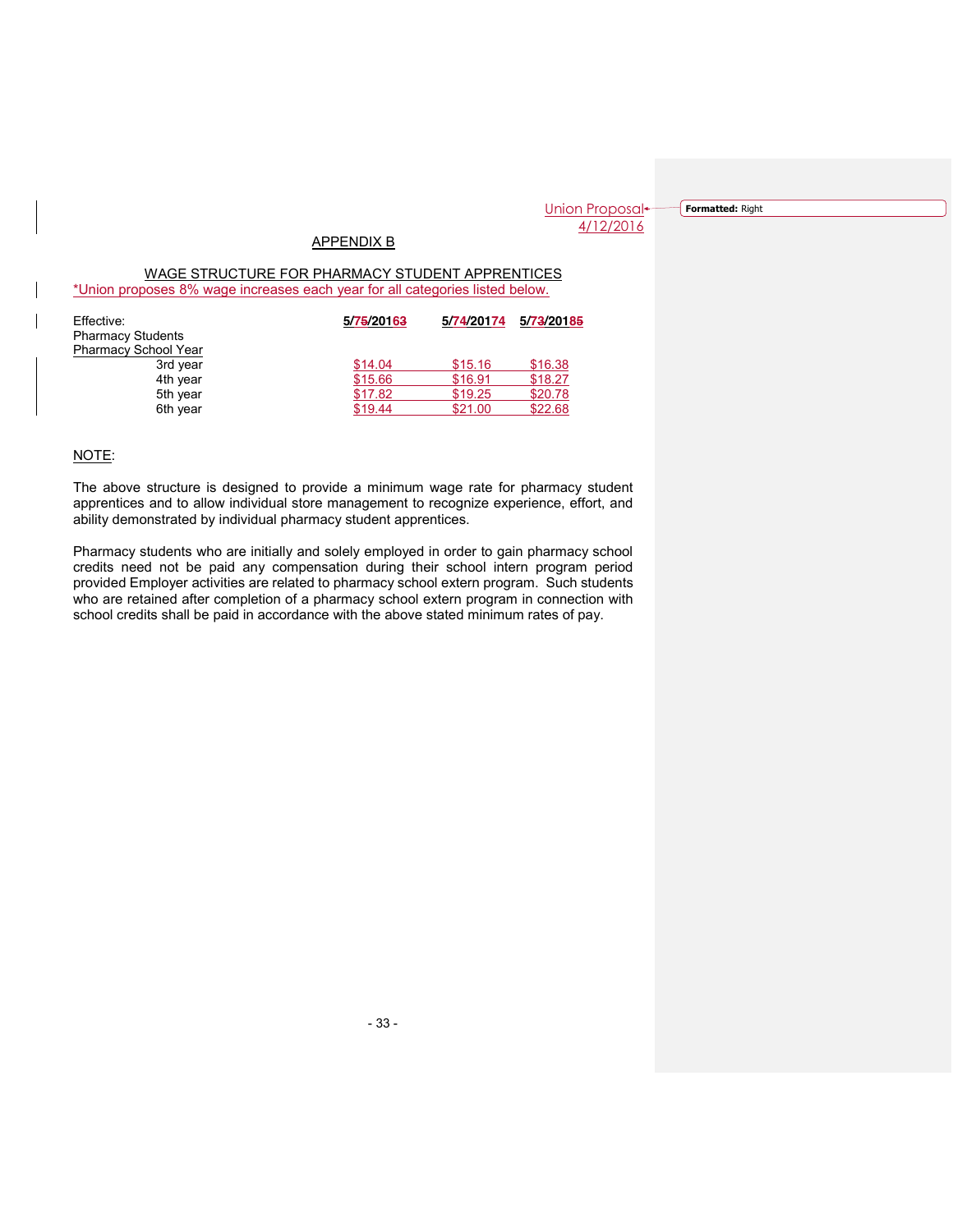Union Proposal
4/12/2016

## APPENDIX B

### WAGE STRUCTURE FOR PHARMACY STUDENT APPRENTICES

*Union proposes 8% wage increases each year for all categories listed below.

| Effective: | 5/75/201 63 | 5/74/201 74 | 5/73/201 85 |
|---|---|---|---|
| Pharmacy Students | | | |
| Pharmacy School Year | | | |
| 3rd year | $14.04 | $15.16 | $16.38 |
| 4th year | $15.66 | $16.91 | $18.27 |
| 5th year | $17.82 | $19.25 | $20.78 |
| 6th year | $19.44 | $21.00 | $22.68 |

NOTE:

The above structure is designed to provide a minimum wage rate for pharmacy student apprentices and to allow individual store management to recognize experience, effort, and ability demonstrated by individual pharmacy student apprentices.

Pharmacy students who are initially and solely employed in order to gain pharmacy school credits need not be paid any compensation during their school intern program period provided Employer activities are related to pharmacy school extern program. Such students who are retained after completion of a pharmacy school extern program in connection with school credits shall be paid in accordance with the above stated minimum rates of pay.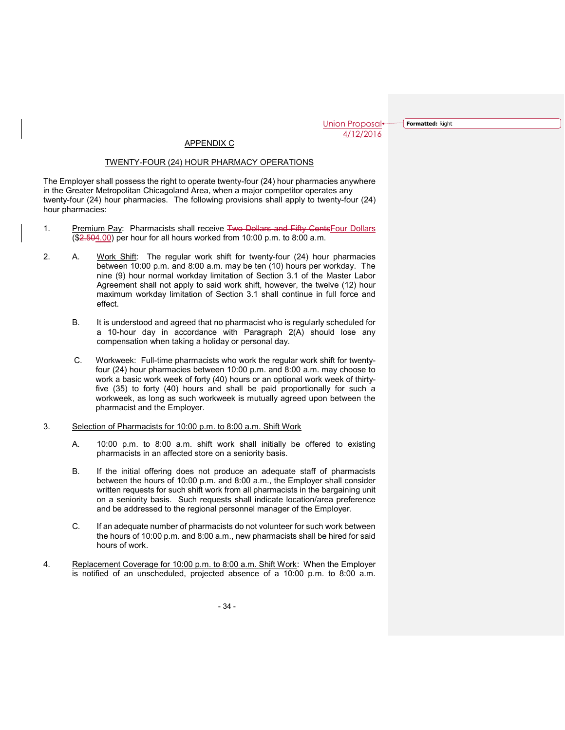Union Proposal
4/12/2016

APPENDIX C

TWENTY-FOUR (24) HOUR PHARMACY OPERATIONS

The Employer shall possess the right to operate twenty-four (24) hour pharmacies anywhere in the Greater Metropolitan Chicagoland Area, when a major competitor operates any twenty-four (24) hour pharmacies. The following provisions shall apply to twenty-four (24) hour pharmacies:

1. Premium Pay: Pharmacists shall receive ~~Two Dollars and Fifty Cents~~Four Dollars ($~~2.50~~4.00) per hour for all hours worked from 10:00 p.m. to 8:00 a.m.

2. A. Work Shift: The regular work shift for twenty-four (24) hour pharmacies between 10:00 p.m. and 8:00 a.m. may be ten (10) hours per workday. The nine (9) hour normal workday limitation of Section 3.1 of the Master Labor Agreement shall not apply to said work shift, however, the twelve (12) hour maximum workday limitation of Section 3.1 shall continue in full force and effect.

   B. It is understood and agreed that no pharmacist who is regularly scheduled for a 10-hour day in accordance with Paragraph 2(A) should lose any compensation when taking a holiday or personal day.

   C. Workweek: Full-time pharmacists who work the regular work shift for twenty-four (24) hour pharmacies between 10:00 p.m. and 8:00 a.m. may choose to work a basic work week of forty (40) hours or an optional work week of thirty-five (35) to forty (40) hours and shall be paid proportionally for such a workweek, as long as such workweek is mutually agreed upon between the pharmacist and the Employer.

3. Selection of Pharmacists for 10:00 p.m. to 8:00 a.m. Shift Work

   A. 10:00 p.m. to 8:00 a.m. shift work shall initially be offered to existing pharmacists in an affected store on a seniority basis.

   B. If the initial offering does not produce an adequate staff of pharmacists between the hours of 10:00 p.m. and 8:00 a.m., the Employer shall consider written requests for such shift work from all pharmacists in the bargaining unit on a seniority basis. Such requests shall indicate location/area preference and be addressed to the regional personnel manager of the Employer.

   C. If an adequate number of pharmacists do not volunteer for such work between the hours of 10:00 p.m. and 8:00 a.m., new pharmacists shall be hired for said hours of work.

4. Replacement Coverage for 10:00 p.m. to 8:00 a.m. Shift Work: When the Employer is notified of an unscheduled, projected absence of a 10:00 p.m. to 8:00 a.m.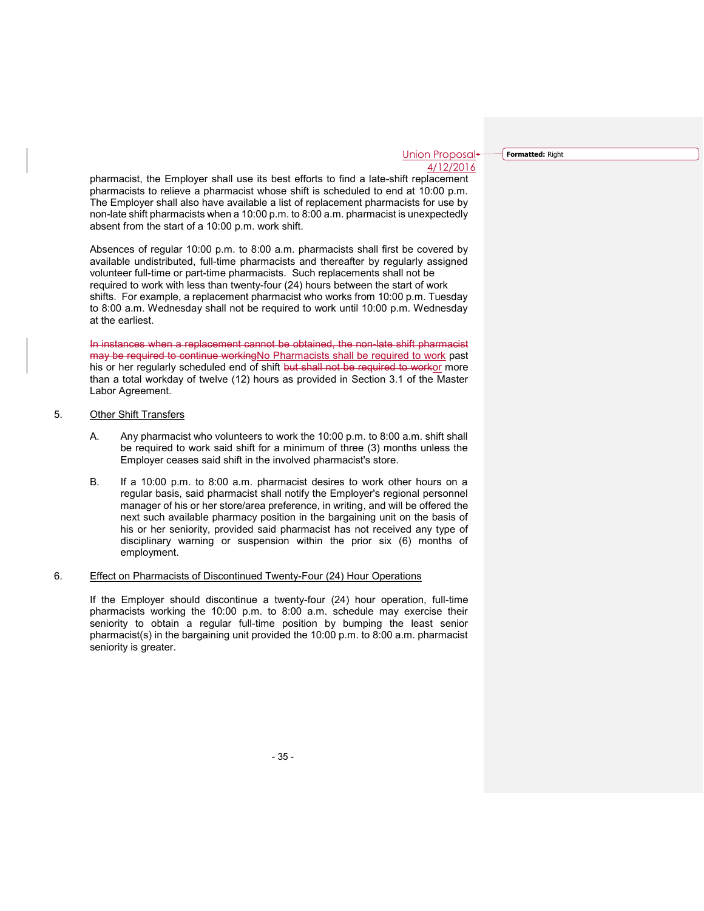Union Proposal
4/12/2016

pharmacist, the Employer shall use its best efforts to find a late-shift replacement pharmacists to relieve a pharmacist whose shift is scheduled to end at 10:00 p.m. The Employer shall also have available a list of replacement pharmacists for use by non-late shift pharmacists when a 10:00 p.m. to 8:00 a.m. pharmacist is unexpectedly absent from the start of a 10:00 p.m. work shift.

Absences of regular 10:00 p.m. to 8:00 a.m. pharmacists shall first be covered by available undistributed, full-time pharmacists and thereafter by regularly assigned volunteer full-time or part-time pharmacists. Such replacements shall not be required to work with less than twenty-four (24) hours between the start of work shifts. For example, a replacement pharmacist who works from 10:00 p.m. Tuesday to 8:00 a.m. Wednesday shall not be required to work until 10:00 p.m. Wednesday at the earliest.

~~In instances when a replacement cannot be obtained, the non-late shift pharmacist may be required to continue working~~No Pharmacists shall be required to work past his or her regularly scheduled end of shift ~~but shall not be required to work~~or more than a total workday of twelve (12) hours as provided in Section 3.1 of the Master Labor Agreement.

5. Other Shift Transfers

   A. Any pharmacist who volunteers to work the 10:00 p.m. to 8:00 a.m. shift shall be required to work said shift for a minimum of three (3) months unless the Employer ceases said shift in the involved pharmacist's store.

   B. If a 10:00 p.m. to 8:00 a.m. pharmacist desires to work other hours on a regular basis, said pharmacist shall notify the Employer's regional personnel manager of his or her store/area preference, in writing, and will be offered the next such available pharmacy position in the bargaining unit on the basis of his or her seniority, provided said pharmacist has not received any type of disciplinary warning or suspension within the prior six (6) months of employment.

6. Effect on Pharmacists of Discontinued Twenty-Four (24) Hour Operations

If the Employer should discontinue a twenty-four (24) hour operation, full-time pharmacists working the 10:00 p.m. to 8:00 a.m. schedule may exercise their seniority to obtain a regular full-time position by bumping the least senior pharmacist(s) in the bargaining unit provided the 10:00 p.m. to 8:00 a.m. pharmacist seniority is greater.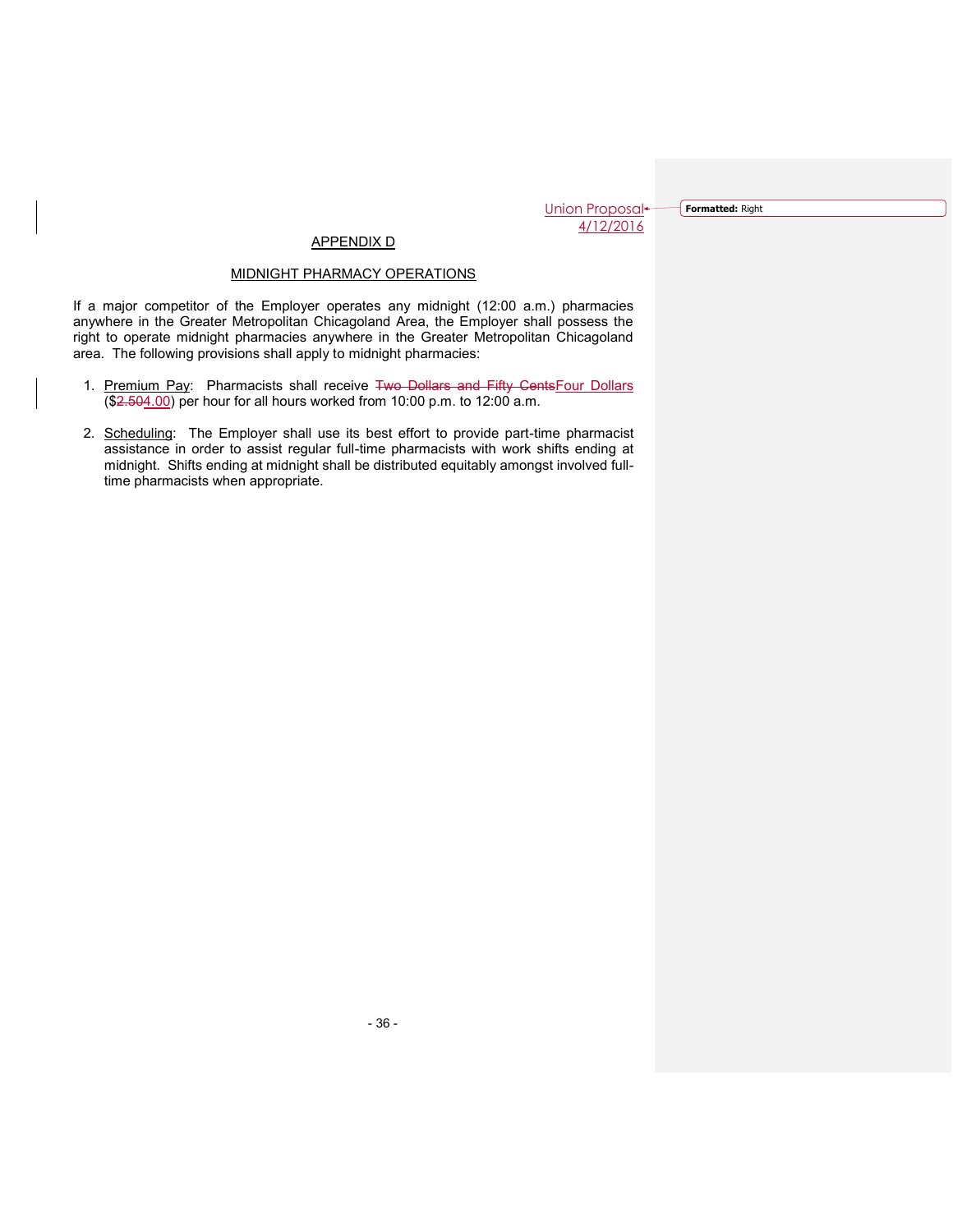Union Proposal
4/12/2016

## APPENDIX D

## MIDNIGHT PHARMACY OPERATIONS

If a major competitor of the Employer operates any midnight (12:00 a.m.) pharmacies anywhere in the Greater Metropolitan Chicagoland Area, the Employer shall possess the right to operate midnight pharmacies anywhere in the Greater Metropolitan Chicagoland area. The following provisions shall apply to midnight pharmacies:

1. Premium Pay: Pharmacists shall receive ~~Two Dollars and Fifty Cents~~Four Dollars (\$~~2.50~~4.00) per hour for all hours worked from 10:00 p.m. to 12:00 a.m.

2. Scheduling: The Employer shall use its best effort to provide part-time pharmacist assistance in order to assist regular full-time pharmacists with work shifts ending at midnight. Shifts ending at midnight shall be distributed equitably amongst involved full-time pharmacists when appropriate.

Formatted: Right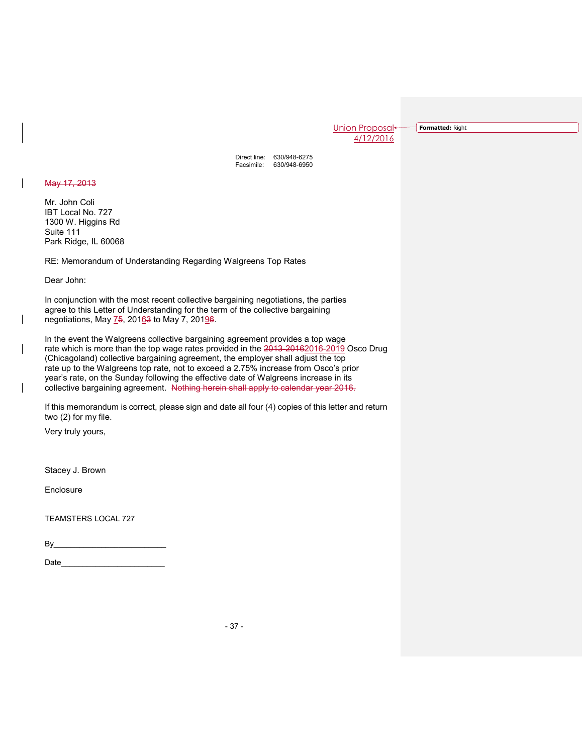Union Proposal
4/12/2016

Direct line: 630/948-6275
Facsimile: 630/948-6950

~~May 17, 2013~~

Mr. John Coli
IBT Local No. 727
1300 W. Higgins Rd
Suite 111
Park Ridge, IL 60068

RE: Memorandum of Understanding Regarding Walgreens Top Rates

Dear John:

In conjunction with the most recent collective bargaining negotiations, the parties agree to this Letter of Understanding for the term of the collective bargaining negotiations, May 7~~5~~, 2016~~3~~ to May 7, 2019~~6~~.

In the event the Walgreens collective bargaining agreement provides a top wage rate which is more than the top wage rates provided in the ~~2013-2016~~2016-2019 Osco Drug (Chicagoland) collective bargaining agreement, the employer shall adjust the top rate up to the Walgreens top rate, not to exceed a 2.75% increase from Osco's prior year's rate, on the Sunday following the effective date of Walgreens increase in its collective bargaining agreement. ~~Nothing herein shall apply to calendar year 2016.~~

If this memorandum is correct, please sign and date all four (4) copies of this letter and return two (2) for my file.

Very truly yours,

Stacey J. Brown

Enclosure

TEAMSTERS LOCAL 727

By_________________________

Date________________________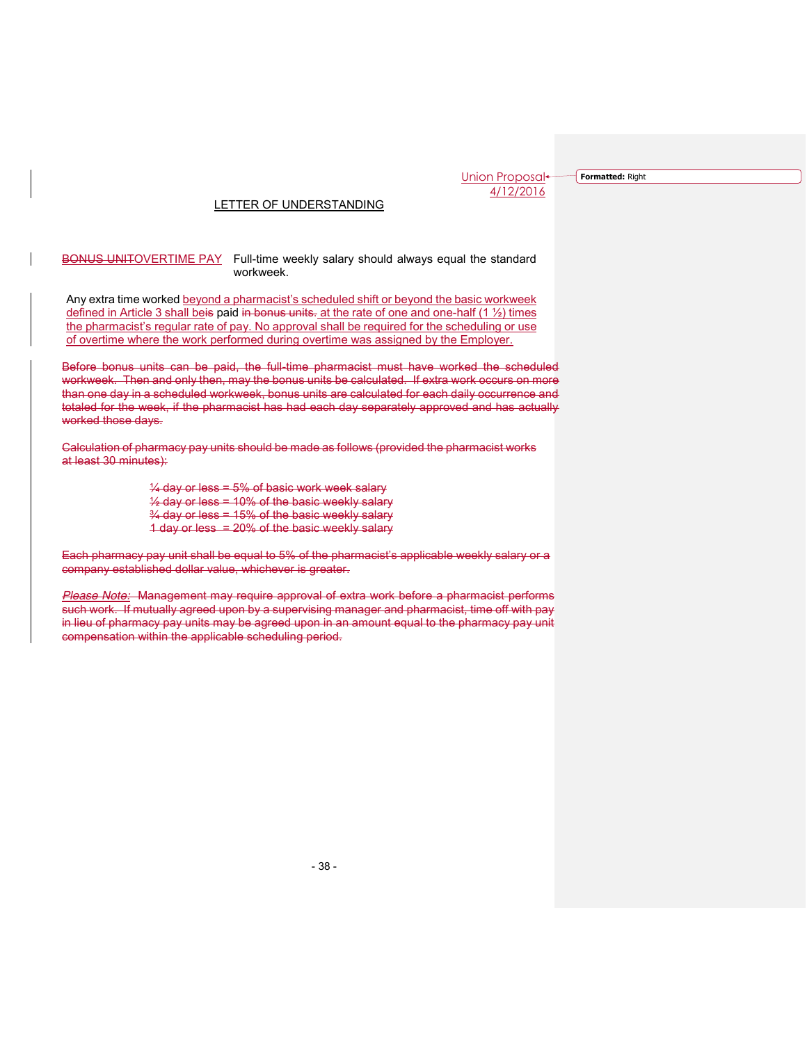Union Proposal
4/12/2016

LETTER OF UNDERSTANDING

~~BONUS UNIT~~OVERTIME PAY Full-time weekly salary should always equal the standard workweek.

Any extra time worked beyond a pharmacist's scheduled shift or beyond the basic workweek defined in Article 3 shall be~~is~~ paid ~~in bonus units.~~ at the rate of one and one-half (1 ½) times the pharmacist's regular rate of pay. No approval shall be required for the scheduling or use of overtime where the work performed during overtime was assigned by the Employer.

~~Before bonus units can be paid, the full-time pharmacist must have worked the scheduled workweek. Then and only then, may the bonus units be calculated. If extra work occurs on more than one day in a scheduled workweek, bonus units are calculated for each daily occurrence and totaled for the week, if the pharmacist has had each day separately approved and has actually worked those days.~~

~~Calculation of pharmacy pay units should be made as follows (provided the pharmacist works at least 30 minutes):~~

~~¼ day or less = 5% of basic work week salary~~
~~½ day or less = 10% of the basic weekly salary~~
~~¾ day or less = 15% of the basic weekly salary~~
~~1 day or less = 20% of the basic weekly salary~~

~~Each pharmacy pay unit shall be equal to 5% of the pharmacist's applicable weekly salary or a company established dollar value, whichever is greater.~~

~~*Please Note:* Management may require approval of extra work before a pharmacist performs such work. If mutually agreed upon by a supervising manager and pharmacist, time off with pay in lieu of pharmacy pay units may be agreed upon in an amount equal to the pharmacy pay unit compensation within the applicable scheduling period.~~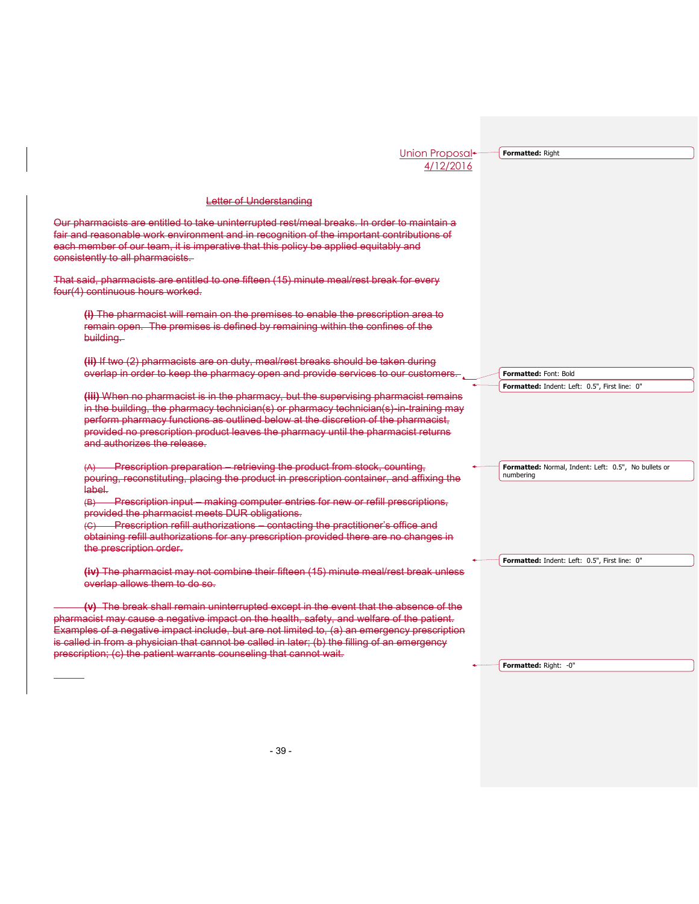Union Proposal
4/12/2016

## Letter of Understanding

~~Our pharmacists are entitled to take uninterrupted rest/meal breaks. In order to maintain a fair and reasonable work environment and in recognition of the important contributions of each member of our team, it is imperative that this policy be applied equitably and consistently to all pharmacists.~~

~~That said, pharmacists are entitled to one fifteen (15) minute meal/rest break for every four(4) continuous hours worked.~~

> ~~**(i)** The pharmacist will remain on the premises to enable the prescription area to remain open. The premises is defined by remaining within the confines of the building.~~
>
> ~~**(ii)** If two (2) pharmacists are on duty, meal/rest breaks should be taken during overlap in order to keep the pharmacy open and provide services to our customers.~~
>
> ~~**(iii)** When no pharmacist is in the pharmacy, but the supervising pharmacist remains in the building, the pharmacy technician(s) or pharmacy technician(s)-in-training may perform pharmacy functions as outlined below at the discretion of the pharmacist, provided no prescription product leaves the pharmacy until the pharmacist returns and authorizes the release.~~
>
> ~~(A) Prescription preparation – retrieving the product from stock, counting, pouring, reconstituting, placing the product in prescription container, and affixing the label.~~
> ~~(B) Prescription input – making computer entries for new or refill prescriptions, provided the pharmacist meets DUR obligations.~~
> ~~(C) Prescription refill authorizations – contacting the practitioner's office and obtaining refill authorizations for any prescription provided there are no changes in the prescription order.~~
>
> ~~**(iv)** The pharmacist may not combine their fifteen (15) minute meal/rest break unless overlap allows them to do so.~~

~~**(v)** The break shall remain uninterrupted except in the event that the absence of the pharmacist may cause a negative impact on the health, safety, and welfare of the patient. Examples of a negative impact include, but are not limited to, (a) an emergency prescription is called in from a physician that cannot be called in later; (b) the filling of an emergency prescription; (c) the patient warrants counseling that cannot wait.~~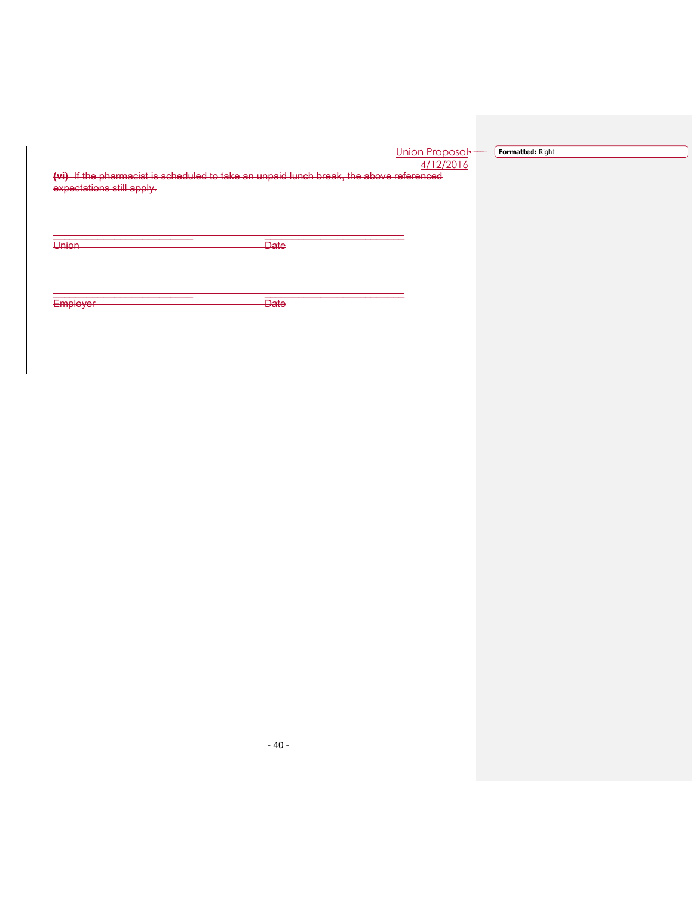Union Proposal
4/12/2016

~~**(vi)** If the pharmacist is scheduled to take an unpaid lunch break, the above referenced expectations still apply.~~

\_\_\_\_\_\_\_\_\_\_\_\_\_\_\_\_\_\_\_\_\_\_\_\_\_\_\_\_\_\_\_\_\_\_\_\_ \_\_\_\_\_\_\_\_\_\_\_\_\_\_\_\_\_\_\_\_\_\_\_\_\_\_\_\_\_\_\_\_\_\_\_\_

~~Union~~ ~~Date~~

\_\_\_\_\_\_\_\_\_\_\_\_\_\_\_\_\_\_\_\_\_\_\_\_\_\_\_\_\_\_\_\_\_\_\_\_ \_\_\_\_\_\_\_\_\_\_\_\_\_\_\_\_\_\_\_\_\_\_\_\_\_\_\_\_\_\_\_\_\_\_\_\_

~~Employer~~ ~~Date~~

**Formatted:** Right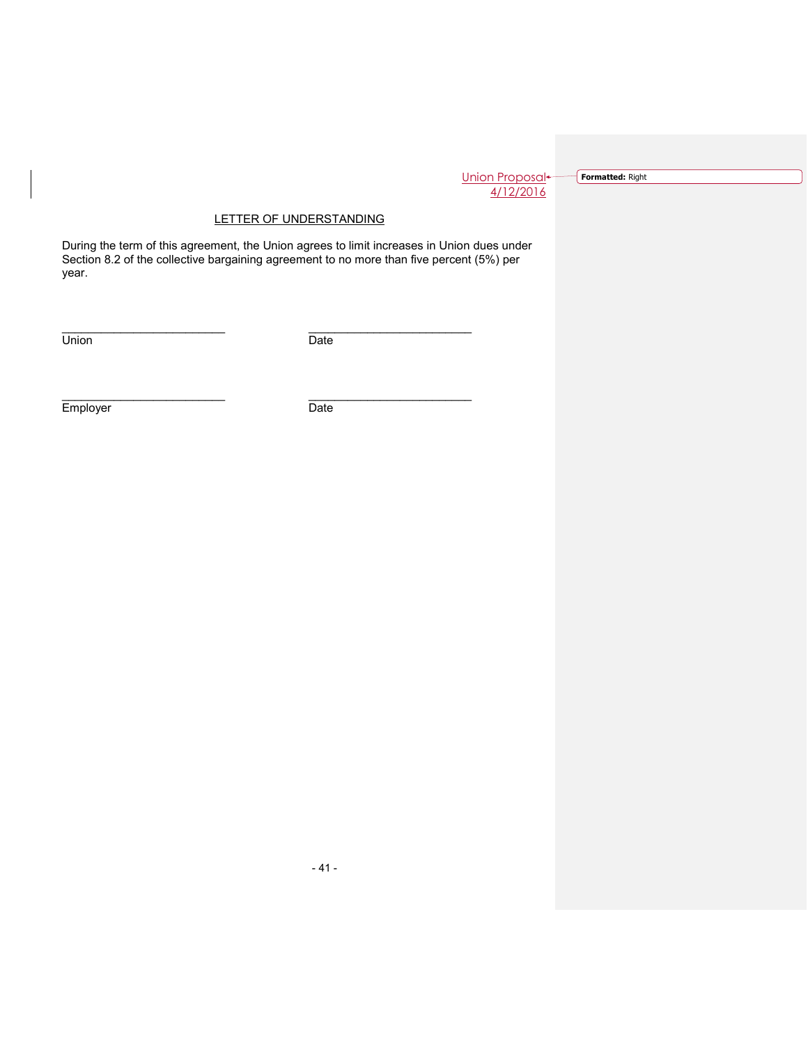Union Proposal
4/12/2016

## LETTER OF UNDERSTANDING

During the term of this agreement, the Union agrees to limit increases in Union dues under Section 8.2 of the collective bargaining agreement to no more than five percent (5%) per year.

| | |
|---|---|
| ___________________________ | ___________________________ |
| Union | Date |
| ___________________________ | ___________________________ |
| Employer | Date |